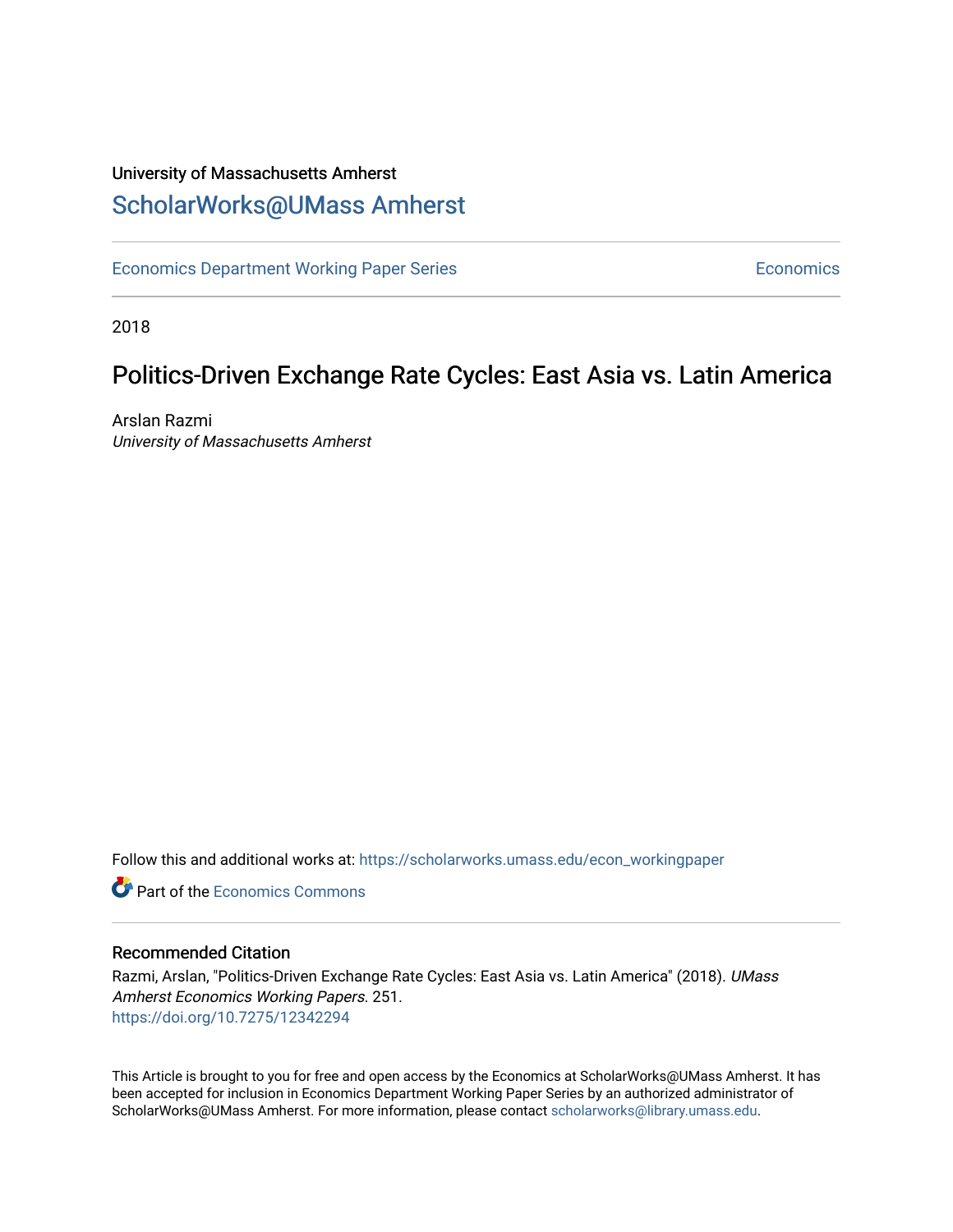University of Massachusetts Amherst

# ScholarWorks@UMass Amherst

Economics Department Working Paper Series | Economics

2018

## Politics-Driven Exchange Rate Cycles: East Asia vs. Latin America

Arslan Razmi
*University of Massachusetts Amherst*

Follow this and additional works at: https://scholarworks.umass.edu/econ_workingpaper

Part of the Economics Commons

### Recommended Citation

Razmi, Arslan, "Politics-Driven Exchange Rate Cycles: East Asia vs. Latin America" (2018). *UMass Amherst Economics Working Papers*. 251.
https://doi.org/10.7275/12342294

This Article is brought to you for free and open access by the Economics at ScholarWorks@UMass Amherst. It has been accepted for inclusion in Economics Department Working Paper Series by an authorized administrator of ScholarWorks@UMass Amherst. For more information, please contact scholarworks@library.umass.edu.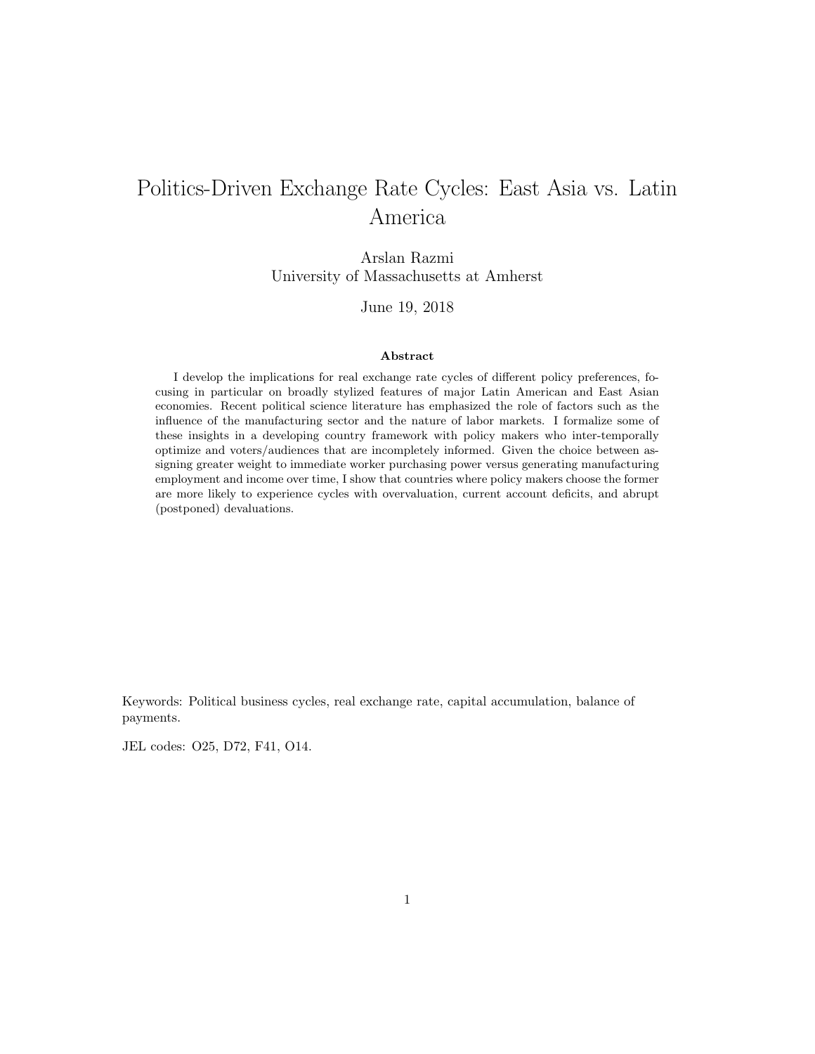# Politics-Driven Exchange Rate Cycles: East Asia vs. Latin America

Arslan Razmi
University of Massachusetts at Amherst

June 19, 2018

### Abstract

I develop the implications for real exchange rate cycles of different policy preferences, focusing in particular on broadly stylized features of major Latin American and East Asian economies. Recent political science literature has emphasized the role of factors such as the influence of the manufacturing sector and the nature of labor markets. I formalize some of these insights in a developing country framework with policy makers who inter-temporally optimize and voters/audiences that are incompletely informed. Given the choice between assigning greater weight to immediate worker purchasing power versus generating manufacturing employment and income over time, I show that countries where policy makers choose the former are more likely to experience cycles with overvaluation, current account deficits, and abrupt (postponed) devaluations.

Keywords: Political business cycles, real exchange rate, capital accumulation, balance of payments.

JEL codes: O25, D72, F41, O14.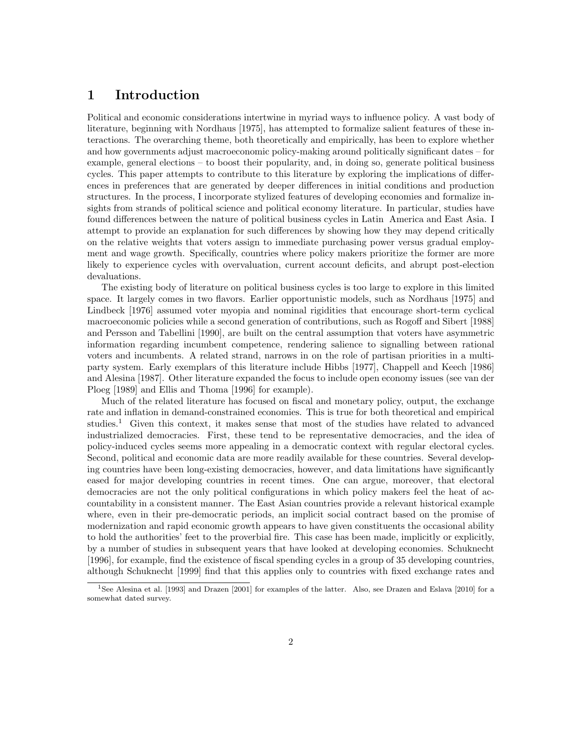# 1 Introduction

Political and economic considerations intertwine in myriad ways to influence policy. A vast body of literature, beginning with Nordhaus [1975], has attempted to formalize salient features of these interactions. The overarching theme, both theoretically and empirically, has been to explore whether and how governments adjust macroeconomic policy-making around politically significant dates – for example, general elections – to boost their popularity, and, in doing so, generate political business cycles. This paper attempts to contribute to this literature by exploring the implications of differences in preferences that are generated by deeper differences in initial conditions and production structures. In the process, I incorporate stylized features of developing economies and formalize insights from strands of political science and political economy literature. In particular, studies have found differences between the nature of political business cycles in Latin America and East Asia. I attempt to provide an explanation for such differences by showing how they may depend critically on the relative weights that voters assign to immediate purchasing power versus gradual employment and wage growth. Specifically, countries where policy makers prioritize the former are more likely to experience cycles with overvaluation, current account deficits, and abrupt post-election devaluations.

The existing body of literature on political business cycles is too large to explore in this limited space. It largely comes in two flavors. Earlier opportunistic models, such as Nordhaus [1975] and Lindbeck [1976] assumed voter myopia and nominal rigidities that encourage short-term cyclical macroeconomic policies while a second generation of contributions, such as Rogoff and Sibert [1988] and Persson and Tabellini [1990], are built on the central assumption that voters have asymmetric information regarding incumbent competence, rendering salience to signalling between rational voters and incumbents. A related strand, narrows in on the role of partisan priorities in a multi-party system. Early exemplars of this literature include Hibbs [1977], Chappell and Keech [1986] and Alesina [1987]. Other literature expanded the focus to include open economy issues (see van der Ploeg [1989] and Ellis and Thoma [1996] for example).

Much of the related literature has focused on fiscal and monetary policy, output, the exchange rate and inflation in demand-constrained economies. This is true for both theoretical and empirical studies.[1] Given this context, it makes sense that most of the studies have related to advanced industrialized democracies. First, these tend to be representative democracies, and the idea of policy-induced cycles seems more appealing in a democratic context with regular electoral cycles. Second, political and economic data are more readily available for these countries. Several developing countries have been long-existing democracies, however, and data limitations have significantly eased for major developing countries in recent times. One can argue, moreover, that electoral democracies are not the only political configurations in which policy makers feel the heat of accountability in a consistent manner. The East Asian countries provide a relevant historical example where, even in their pre-democratic periods, an implicit social contract based on the promise of modernization and rapid economic growth appears to have given constituents the occasional ability to hold the authorities' feet to the proverbial fire. This case has been made, implicitly or explicitly, by a number of studies in subsequent years that have looked at developing economies. Schuknecht [1996], for example, find the existence of fiscal spending cycles in a group of 35 developing countries, although Schuknecht [1999] find that this applies only to countries with fixed exchange rates and

[1] See Alesina et al. [1993] and Drazen [2001] for examples of the latter. Also, see Drazen and Eslava [2010] for a somewhat dated survey.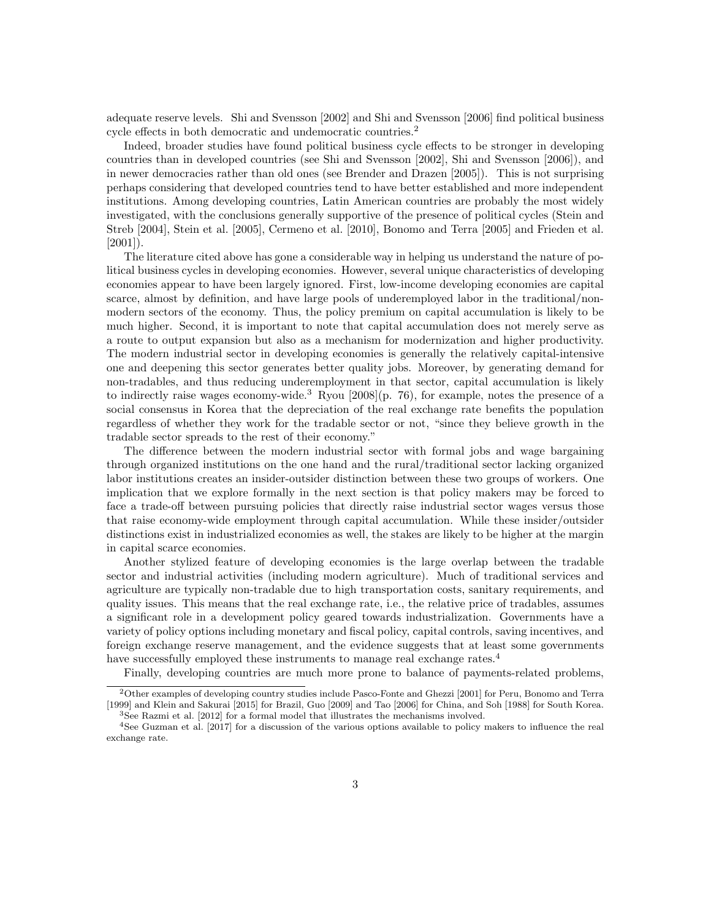adequate reserve levels. Shi and Svensson [2002] and Shi and Svensson [2006] find political business cycle effects in both democratic and undemocratic countries.[2]

Indeed, broader studies have found political business cycle effects to be stronger in developing countries than in developed countries (see Shi and Svensson [2002], Shi and Svensson [2006]), and in newer democracies rather than old ones (see Brender and Drazen [2005]). This is not surprising perhaps considering that developed countries tend to have better established and more independent institutions. Among developing countries, Latin American countries are probably the most widely investigated, with the conclusions generally supportive of the presence of political cycles (Stein and Streb [2004], Stein et al. [2005], Cermeno et al. [2010], Bonomo and Terra [2005] and Frieden et al. [2001]).

The literature cited above has gone a considerable way in helping us understand the nature of political business cycles in developing economies. However, several unique characteristics of developing economies appear to have been largely ignored. First, low-income developing economies are capital scarce, almost by definition, and have large pools of underemployed labor in the traditional/non-modern sectors of the economy. Thus, the policy premium on capital accumulation is likely to be much higher. Second, it is important to note that capital accumulation does not merely serve as a route to output expansion but also as a mechanism for modernization and higher productivity. The modern industrial sector in developing economies is generally the relatively capital-intensive one and deepening this sector generates better quality jobs. Moreover, by generating demand for non-tradables, and thus reducing underemployment in that sector, capital accumulation is likely to indirectly raise wages economy-wide.[3] Ryou [2008](p. 76), for example, notes the presence of a social consensus in Korea that the depreciation of the real exchange rate benefits the population regardless of whether they work for the tradable sector or not, "since they believe growth in the tradable sector spreads to the rest of their economy."

The difference between the modern industrial sector with formal jobs and wage bargaining through organized institutions on the one hand and the rural/traditional sector lacking organized labor institutions creates an insider-outsider distinction between these two groups of workers. One implication that we explore formally in the next section is that policy makers may be forced to face a trade-off between pursuing policies that directly raise industrial sector wages versus those that raise economy-wide employment through capital accumulation. While these insider/outsider distinctions exist in industrialized economies as well, the stakes are likely to be higher at the margin in capital scarce economies.

Another stylized feature of developing economies is the large overlap between the tradable sector and industrial activities (including modern agriculture). Much of traditional services and agriculture are typically non-tradable due to high transportation costs, sanitary requirements, and quality issues. This means that the real exchange rate, i.e., the relative price of tradables, assumes a significant role in a development policy geared towards industrialization. Governments have a variety of policy options including monetary and fiscal policy, capital controls, saving incentives, and foreign exchange reserve management, and the evidence suggests that at least some governments have successfully employed these instruments to manage real exchange rates.[4]

Finally, developing countries are much more prone to balance of payments-related problems,

[2] Other examples of developing country studies include Pasco-Fonte and Ghezzi [2001] for Peru, Bonomo and Terra [1999] and Klein and Sakurai [2015] for Brazil, Guo [2009] and Tao [2006] for China, and Soh [1988] for South Korea.

[3] See Razmi et al. [2012] for a formal model that illustrates the mechanisms involved.

[4] See Guzman et al. [2017] for a discussion of the various options available to policy makers to influence the real exchange rate.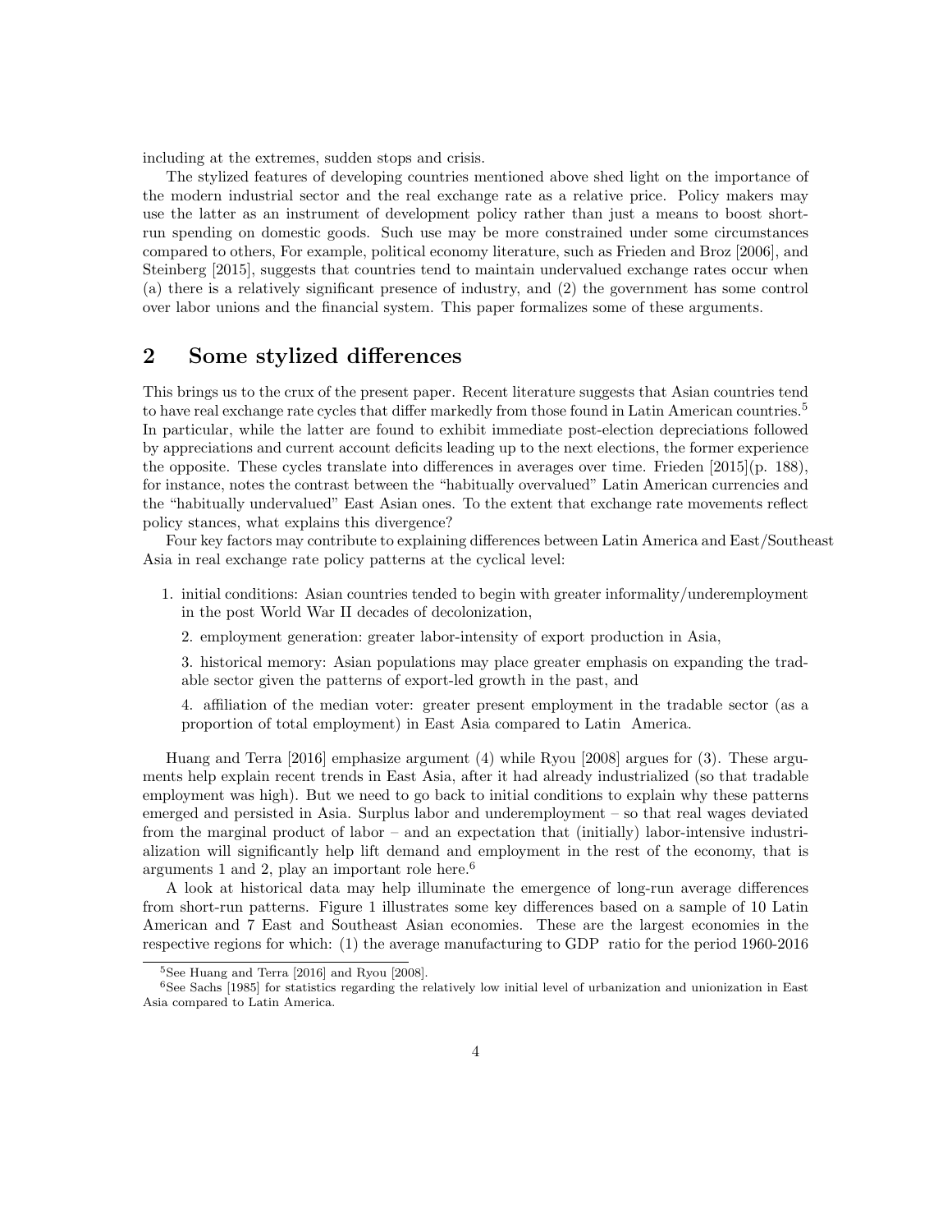including at the extremes, sudden stops and crisis.

The stylized features of developing countries mentioned above shed light on the importance of the modern industrial sector and the real exchange rate as a relative price. Policy makers may use the latter as an instrument of development policy rather than just a means to boost short-run spending on domestic goods. Such use may be more constrained under some circumstances compared to others, For example, political economy literature, such as Frieden and Broz [2006], and Steinberg [2015], suggests that countries tend to maintain undervalued exchange rates occur when (a) there is a relatively significant presence of industry, and (2) the government has some control over labor unions and the financial system. This paper formalizes some of these arguments.

## 2 Some stylized differences

This brings us to the crux of the present paper. Recent literature suggests that Asian countries tend to have real exchange rate cycles that differ markedly from those found in Latin American countries.[5] In particular, while the latter are found to exhibit immediate post-election depreciations followed by appreciations and current account deficits leading up to the next elections, the former experience the opposite. These cycles translate into differences in averages over time. Frieden [2015](p. 188), for instance, notes the contrast between the "habitually overvalued" Latin American currencies and the "habitually undervalued" East Asian ones. To the extent that exchange rate movements reflect policy stances, what explains this divergence?

Four key factors may contribute to explaining differences between Latin America and East/Southeast Asia in real exchange rate policy patterns at the cyclical level:

1. initial conditions: Asian countries tended to begin with greater informality/underemployment in the post World War II decades of decolonization,
2. employment generation: greater labor-intensity of export production in Asia,
3. historical memory: Asian populations may place greater emphasis on expanding the tradable sector given the patterns of export-led growth in the past, and
4. affiliation of the median voter: greater present employment in the tradable sector (as a proportion of total employment) in East Asia compared to Latin America.

Huang and Terra [2016] emphasize argument (4) while Ryou [2008] argues for (3). These arguments help explain recent trends in East Asia, after it had already industrialized (so that tradable employment was high). But we need to go back to initial conditions to explain why these patterns emerged and persisted in Asia. Surplus labor and underemployment – so that real wages deviated from the marginal product of labor – and an expectation that (initially) labor-intensive industrialization will significantly help lift demand and employment in the rest of the economy, that is arguments 1 and 2, play an important role here.[6]

A look at historical data may help illuminate the emergence of long-run average differences from short-run patterns. Figure 1 illustrates some key differences based on a sample of 10 Latin American and 7 East and Southeast Asian economies. These are the largest economies in the respective regions for which: (1) the average manufacturing to GDP ratio for the period 1960-2016

[5] See Huang and Terra [2016] and Ryou [2008].

[6] See Sachs [1985] for statistics regarding the relatively low initial level of urbanization and unionization in East Asia compared to Latin America.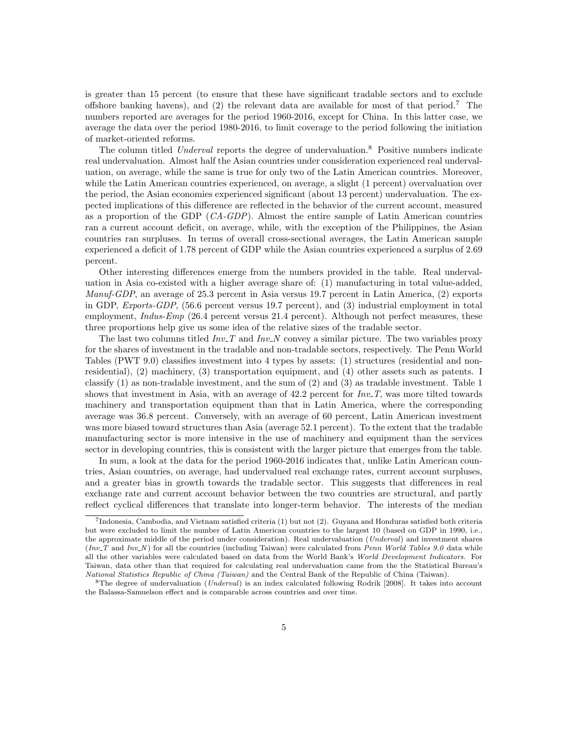is greater than 15 percent (to ensure that these have significant tradable sectors and to exclude offshore banking havens), and (2) the relevant data are available for most of that period.[7] The numbers reported are averages for the period 1960-2016, except for China. In this latter case, we average the data over the period 1980-2016, to limit coverage to the period following the initiation of market-oriented reforms.

The column titled *Underval* reports the degree of undervaluation.[8] Positive numbers indicate real undervaluation. Almost half the Asian countries under consideration experienced real undervaluation, on average, while the same is true for only two of the Latin American countries. Moreover, while the Latin American countries experienced, on average, a slight (1 percent) overvaluation over the period, the Asian economies experienced significant (about 13 percent) undervaluation. The expected implications of this difference are reflected in the behavior of the current account, measured as a proportion of the GDP (*CA-GDP*). Almost the entire sample of Latin American countries ran a current account deficit, on average, while, with the exception of the Philippines, the Asian countries ran surpluses. In terms of overall cross-sectional averages, the Latin American sample experienced a deficit of 1.78 percent of GDP while the Asian countries experienced a surplus of 2.69 percent.

Other interesting differences emerge from the numbers provided in the table. Real undervaluation in Asia co-existed with a higher average share of: (1) manufacturing in total value-added, *Manuf-GDP*, an average of 25.3 percent in Asia versus 19.7 percent in Latin America, (2) exports in GDP, *Exports-GDP*, (56.6 percent versus 19.7 percent), and (3) industrial employment in total employment, *Indus-Emp* (26.4 percent versus 21.4 percent). Although not perfect measures, these three proportions help give us some idea of the relative sizes of the tradable sector.

The last two columns titled *Inv_T* and *Inv_N* convey a similar picture. The two variables proxy for the shares of investment in the tradable and non-tradable sectors, respectively. The Penn World Tables (PWT 9.0) classifies investment into 4 types by assets: (1) structures (residential and non-residential), (2) machinery, (3) transportation equipment, and (4) other assets such as patents. I classify (1) as non-tradable investment, and the sum of (2) and (3) as tradable investment. Table 1 shows that investment in Asia, with an average of 42.2 percent for *Inv_T*, was more tilted towards machinery and transportation equipment than that in Latin America, where the corresponding average was 36.8 percent. Conversely, with an average of 60 percent, Latin American investment was more biased toward structures than Asia (average 52.1 percent). To the extent that the tradable manufacturing sector is more intensive in the use of machinery and equipment than the services sector in developing countries, this is consistent with the larger picture that emerges from the table.

In sum, a look at the data for the period 1960-2016 indicates that, unlike Latin American countries, Asian countries, on average, had undervalued real exchange rates, current account surpluses, and a greater bias in growth towards the tradable sector. This suggests that differences in real exchange rate and current account behavior between the two countries are structural, and partly reflect cyclical differences that translate into longer-term behavior. The interests of the median

[7]Indonesia, Cambodia, and Vietnam satisfied criteria (1) but not (2). Guyana and Honduras satisfied both criteria but were excluded to limit the number of Latin American countries to the largest 10 (based on GDP in 1990, i.e., the approximate middle of the period under consideration). Real undervaluation (*Underval*) and investment shares (*Inv_T* and *Inv_N*) for all the countries (including Taiwan) were calculated from *Penn World Tables 9.0* data while all the other variables were calculated based on data from the World Bank's *World Development Indicators*. For Taiwan, data other than that required for calculating real undervaluation came from the the Statistical Bureau's *National Statistics Republic of China (Taiwan)* and the Central Bank of the Republic of China (Taiwan).

[8]The degree of undervaluation (*Underval*) is an index calculated following Rodrik [2008]. It takes into account the Balassa-Samuelson effect and is comparable across countries and over time.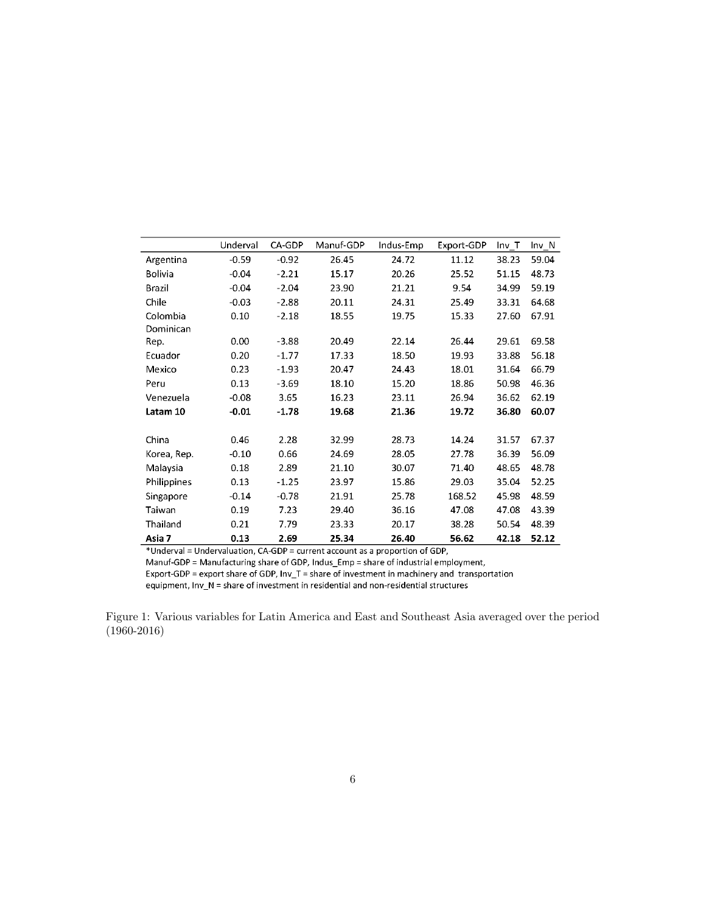| | Underval | CA-GDP | Manuf-GDP | Indus-Emp | Export-GDP | Inv_T | Inv_N |
|---|---|---|---|---|---|---|---|
| Argentina | -0.59 | -0.92 | 26.45 | 24.72 | 11.12 | 38.23 | 59.04 |
| Bolivia | -0.04 | -2.21 | 15.17 | 20.26 | 25.52 | 51.15 | 48.73 |
| Brazil | -0.04 | -2.04 | 23.90 | 21.21 | 9.54 | 34.99 | 59.19 |
| Chile | -0.03 | -2.88 | 20.11 | 24.31 | 25.49 | 33.31 | 64.68 |
| Colombia | 0.10 | -2.18 | 18.55 | 19.75 | 15.33 | 27.60 | 67.91 |
| Dominican Rep. | 0.00 | -3.88 | 20.49 | 22.14 | 26.44 | 29.61 | 69.58 |
| Ecuador | 0.20 | -1.77 | 17.33 | 18.50 | 19.93 | 33.88 | 56.18 |
| Mexico | 0.23 | -1.93 | 20.47 | 24.43 | 18.01 | 31.64 | 66.79 |
| Peru | 0.13 | -3.69 | 18.10 | 15.20 | 18.86 | 50.98 | 46.36 |
| Venezuela | -0.08 | 3.65 | 16.23 | 23.11 | 26.94 | 36.62 | 62.19 |
| **Latam 10** | **-0.01** | **-1.78** | **19.68** | **21.36** | **19.72** | **36.80** | **60.07** |
| | | | | | | | |
| China | 0.46 | 2.28 | 32.99 | 28.73 | 14.24 | 31.57 | 67.37 |
| Korea, Rep. | -0.10 | 0.66 | 24.69 | 28.05 | 27.78 | 36.39 | 56.09 |
| Malaysia | 0.18 | 2.89 | 21.10 | 30.07 | 71.40 | 48.65 | 48.78 |
| Philippines | 0.13 | -1.25 | 23.97 | 15.86 | 29.03 | 35.04 | 52.25 |
| Singapore | -0.14 | -0.78 | 21.91 | 25.78 | 168.52 | 45.98 | 48.59 |
| Taiwan | 0.19 | 7.23 | 29.40 | 36.16 | 47.08 | 47.08 | 43.39 |
| Thailand | 0.21 | 7.79 | 23.33 | 20.17 | 38.28 | 50.54 | 48.39 |
| **Asia 7** | **0.13** | **2.69** | **25.34** | **26.40** | **56.62** | **42.18** | **52.12** |

*Underval = Undervaluation, CA-GDP = current account as a proportion of GDP, Manuf-GDP = Manufacturing share of GDP, Indus_Emp = share of industrial employment, Export-GDP = export share of GDP, Inv_T = share of investment in machinery and transportation equipment, Inv_N = share of investment in residential and non-residential structures

Figure 1: Various variables for Latin America and East and Southeast Asia averaged over the period (1960-2016)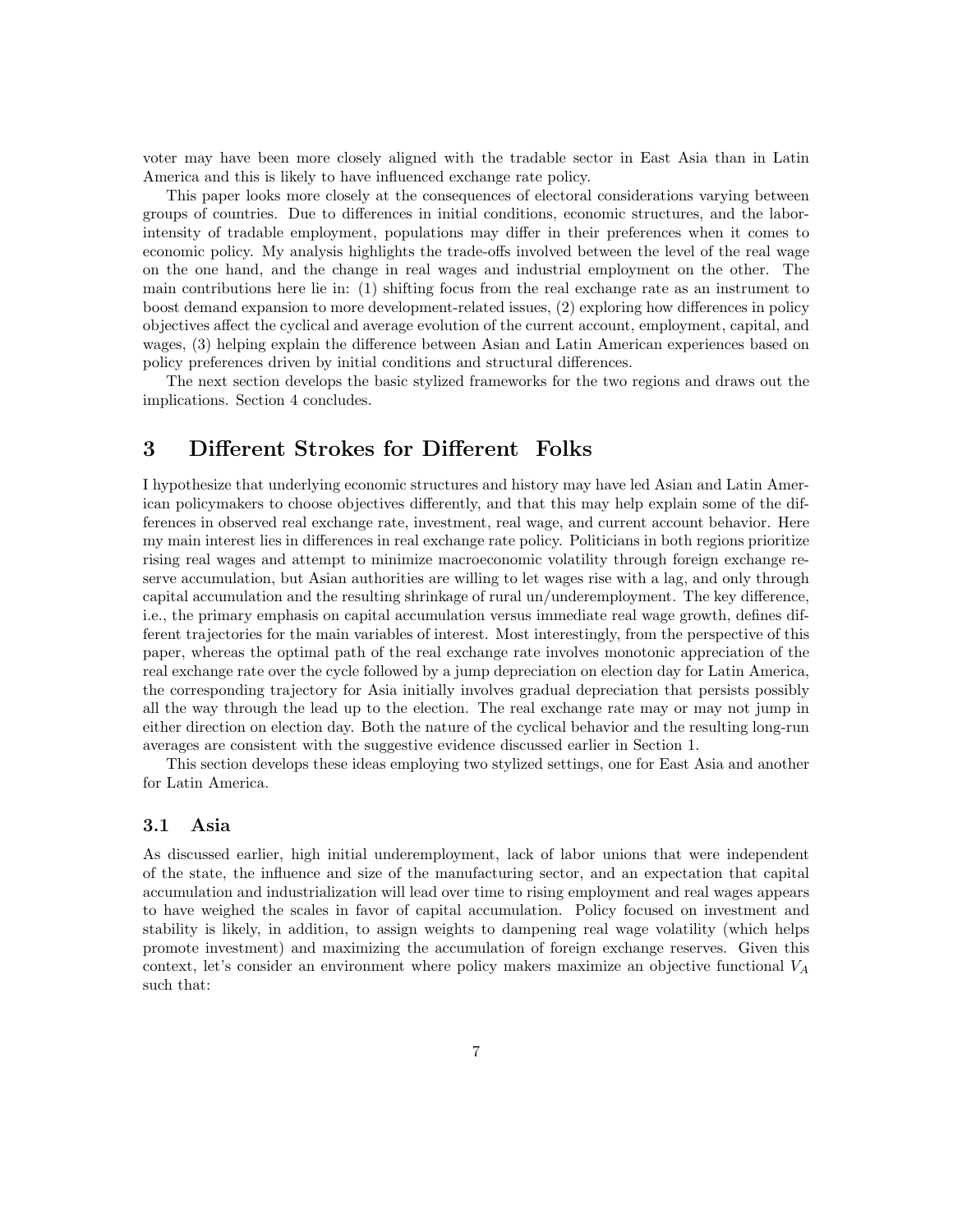voter may have been more closely aligned with the tradable sector in East Asia than in Latin America and this is likely to have influenced exchange rate policy.

This paper looks more closely at the consequences of electoral considerations varying between groups of countries. Due to differences in initial conditions, economic structures, and the labor-intensity of tradable employment, populations may differ in their preferences when it comes to economic policy. My analysis highlights the trade-offs involved between the level of the real wage on the one hand, and the change in real wages and industrial employment on the other. The main contributions here lie in: (1) shifting focus from the real exchange rate as an instrument to boost demand expansion to more development-related issues, (2) exploring how differences in policy objectives affect the cyclical and average evolution of the current account, employment, capital, and wages, (3) helping explain the difference between Asian and Latin American experiences based on policy preferences driven by initial conditions and structural differences.

The next section develops the basic stylized frameworks for the two regions and draws out the implications. Section 4 concludes.

# 3 Different Strokes for Different Folks

I hypothesize that underlying economic structures and history may have led Asian and Latin American policymakers to choose objectives differently, and that this may help explain some of the differences in observed real exchange rate, investment, real wage, and current account behavior. Here my main interest lies in differences in real exchange rate policy. Politicians in both regions prioritize rising real wages and attempt to minimize macroeconomic volatility through foreign exchange reserve accumulation, but Asian authorities are willing to let wages rise with a lag, and only through capital accumulation and the resulting shrinkage of rural un/underemployment. The key difference, i.e., the primary emphasis on capital accumulation versus immediate real wage growth, defines different trajectories for the main variables of interest. Most interestingly, from the perspective of this paper, whereas the optimal path of the real exchange rate involves monotonic appreciation of the real exchange rate over the cycle followed by a jump depreciation on election day for Latin America, the corresponding trajectory for Asia initially involves gradual depreciation that persists possibly all the way through the lead up to the election. The real exchange rate may or may not jump in either direction on election day. Both the nature of the cyclical behavior and the resulting long-run averages are consistent with the suggestive evidence discussed earlier in Section 1.

This section develops these ideas employing two stylized settings, one for East Asia and another for Latin America.

## 3.1 Asia

As discussed earlier, high initial underemployment, lack of labor unions that were independent of the state, the influence and size of the manufacturing sector, and an expectation that capital accumulation and industrialization will lead over time to rising employment and real wages appears to have weighed the scales in favor of capital accumulation. Policy focused on investment and stability is likely, in addition, to assign weights to dampening real wage volatility (which helps promote investment) and maximizing the accumulation of foreign exchange reserves. Given this context, let's consider an environment where policy makers maximize an objective functional $V_A$ such that: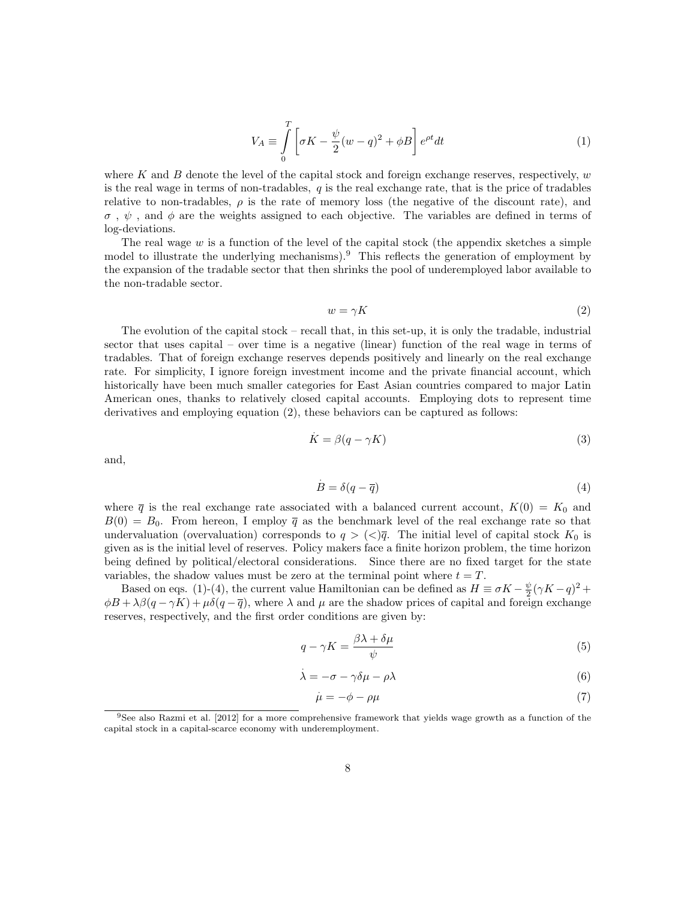$$V_A \equiv \int_0^T \left[ \sigma K - \frac{\psi}{2}(w - q)^2 + \phi B \right] e^{\rho t} dt \tag{1}$$

where $K$ and $B$ denote the level of the capital stock and foreign exchange reserves, respectively, $w$ is the real wage in terms of non-tradables, $q$ is the real exchange rate, that is the price of tradables relative to non-tradables, $\rho$ is the rate of memory loss (the negative of the discount rate), and $\sigma$ , $\psi$ , and $\phi$ are the weights assigned to each objective. The variables are defined in terms of log-deviations.

The real wage $w$ is a function of the level of the capital stock (the appendix sketches a simple model to illustrate the underlying mechanisms).[9] This reflects the generation of employment by the expansion of the tradable sector that then shrinks the pool of underemployed labor available to the non-tradable sector.

$$w = \gamma K \tag{2}$$

The evolution of the capital stock – recall that, in this set-up, it is only the tradable, industrial sector that uses capital – over time is a negative (linear) function of the real wage in terms of tradables. That of foreign exchange reserves depends positively and linearly on the real exchange rate. For simplicity, I ignore foreign investment income and the private financial account, which historically have been much smaller categories for East Asian countries compared to major Latin American ones, thanks to relatively closed capital accounts. Employing dots to represent time derivatives and employing equation (2), these behaviors can be captured as follows:

$$\dot{K} = \beta(q - \gamma K) \tag{3}$$

and,

$$\dot{B} = \delta(q - \overline{q}) \tag{4}$$

where $\overline{q}$ is the real exchange rate associated with a balanced current account, $K(0) = K_0$ and $B(0) = B_0$. From hereon, I employ $\overline{q}$ as the benchmark level of the real exchange rate so that undervaluation (overvaluation) corresponds to $q > (<)\overline{q}$. The initial level of capital stock $K_0$ is given as is the initial level of reserves. Policy makers face a finite horizon problem, the time horizon being defined by political/electoral considerations. Since there are no fixed target for the state variables, the shadow values must be zero at the terminal point where $t = T$.

Based on eqs. (1)-(4), the current value Hamiltonian can be defined as $H \equiv \sigma K - \frac{\psi}{2}(\gamma K - q)^2 + \phi B + \lambda\beta(q - \gamma K) + \mu\delta(q - \overline{q})$, where $\lambda$ and $\mu$ are the shadow prices of capital and foreign exchange reserves, respectively, and the first order conditions are given by:

$$q - \gamma K = \frac{\beta\lambda + \delta\mu}{\psi} \tag{5}$$

$$\dot{\lambda} = -\sigma - \gamma\delta\mu - \rho\lambda \tag{6}$$

$$\dot{\mu} = -\phi - \rho\mu \tag{7}$$

[9] See also Razmi et al. [2012] for a more comprehensive framework that yields wage growth as a function of the capital stock in a capital-scarce economy with underemployment.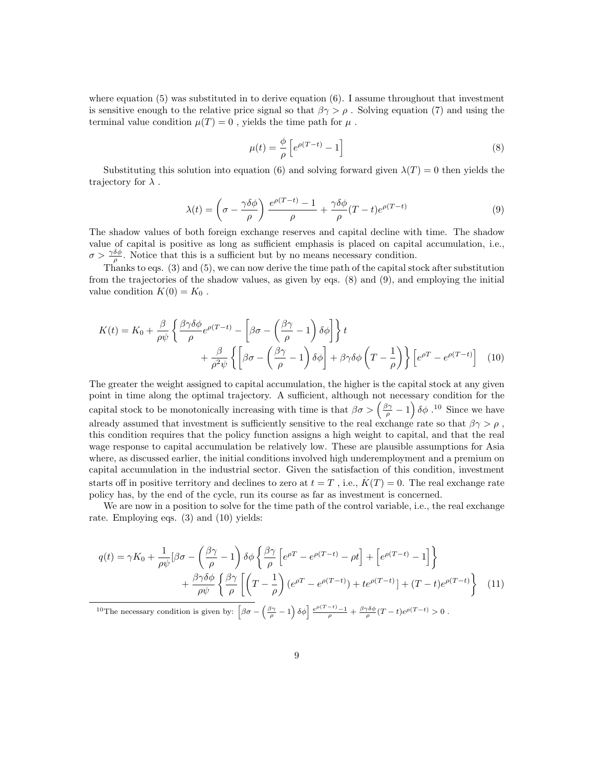where equation (5) was substituted in to derive equation (6). I assume throughout that investment is sensitive enough to the relative price signal so that $\beta\gamma > \rho$ . Solving equation (7) and using the terminal value condition $\mu(T) = 0$ , yields the time path for $\mu$ .

$$\mu(t) = \frac{\phi}{\rho}\left[e^{\rho(T-t)} - 1\right] \tag{8}$$

Substituting this solution into equation (6) and solving forward given $\lambda(T) = 0$ then yields the trajectory for $\lambda$ .

$$\lambda(t) = \left(\sigma - \frac{\gamma\delta\phi}{\rho}\right)\frac{e^{\rho(T-t)} - 1}{\rho} + \frac{\gamma\delta\phi}{\rho}(T-t)e^{\rho(T-t)} \tag{9}$$

The shadow values of both foreign exchange reserves and capital decline with time. The shadow value of capital is positive as long as sufficient emphasis is placed on capital accumulation, i.e., $\sigma > \frac{\gamma\delta\phi}{\rho}$. Notice that this is a sufficient but by no means necessary condition.

Thanks to eqs. (3) and (5), we can now derive the time path of the capital stock after substitution from the trajectories of the shadow values, as given by eqs. (8) and (9), and employing the initial value condition $K(0) = K_0$ .

$$K(t) = K_0 + \frac{\beta}{\rho\psi}\left\{\frac{\beta\gamma\delta\phi}{\rho}e^{\rho(T-t)} - \left[\beta\sigma - \left(\frac{\beta\gamma}{\rho} - 1\right)\delta\phi\right]\right\}t + \frac{\beta}{\rho^2\psi}\left\{\left[\beta\sigma - \left(\frac{\beta\gamma}{\rho} - 1\right)\delta\phi\right] + \beta\gamma\delta\phi\left(T - \frac{1}{\rho}\right)\right\}\left[e^{\rho T} - e^{\rho(T-t)}\right] \tag{10}$$

The greater the weight assigned to capital accumulation, the higher is the capital stock at any given point in time along the optimal trajectory. A sufficient, although not necessary condition for the capital stock to be monotonically increasing with time is that $\beta\sigma > \left(\frac{\beta\gamma}{\rho} - 1\right)\delta\phi$ .[10] Since we have already assumed that investment is sufficiently sensitive to the real exchange rate so that $\beta\gamma > \rho$ , this condition requires that the policy function assigns a high weight to capital, and that the real wage response to capital accumulation be relatively low. These are plausible assumptions for Asia where, as discussed earlier, the initial conditions involved high underemployment and a premium on capital accumulation in the industrial sector. Given the satisfaction of this condition, investment starts off in positive territory and declines to zero at $t = T$ , i.e., $\dot{K}(T) = 0$. The real exchange rate policy has, by the end of the cycle, run its course as far as investment is concerned.

We are now in a position to solve for the time path of the control variable, i.e., the real exchange rate. Employing eqs. (3) and (10) yields:

$$q(t) = \gamma K_0 + \frac{1}{\rho\psi}\left[\beta\sigma - \left(\frac{\beta\gamma}{\rho} - 1\right)\delta\phi\right]\left\{\frac{\beta\gamma}{\rho}\left[e^{\rho T} - e^{\rho(T-t)} - \rho t\right] + \left[e^{\rho(T-t)} - 1\right]\right\} + \frac{\beta\gamma\delta\phi}{\rho\psi}\left\{\frac{\beta\gamma}{\rho}\left[\left(T - \frac{1}{\rho}\right)(e^{\rho T} - e^{\rho(T-t)}) + te^{\rho(T-t)}\right] + (T-t)e^{\rho(T-t)}\right\} \tag{11}$$

[10] The necessary condition is given by: $\left[\beta\sigma - \left(\frac{\beta\gamma}{\rho} - 1\right)\delta\phi\right]\frac{e^{\rho(T-t)}-1}{\rho} + \frac{\beta\gamma\delta\phi}{\rho}(T-t)e^{\rho(T-t)} > 0$ .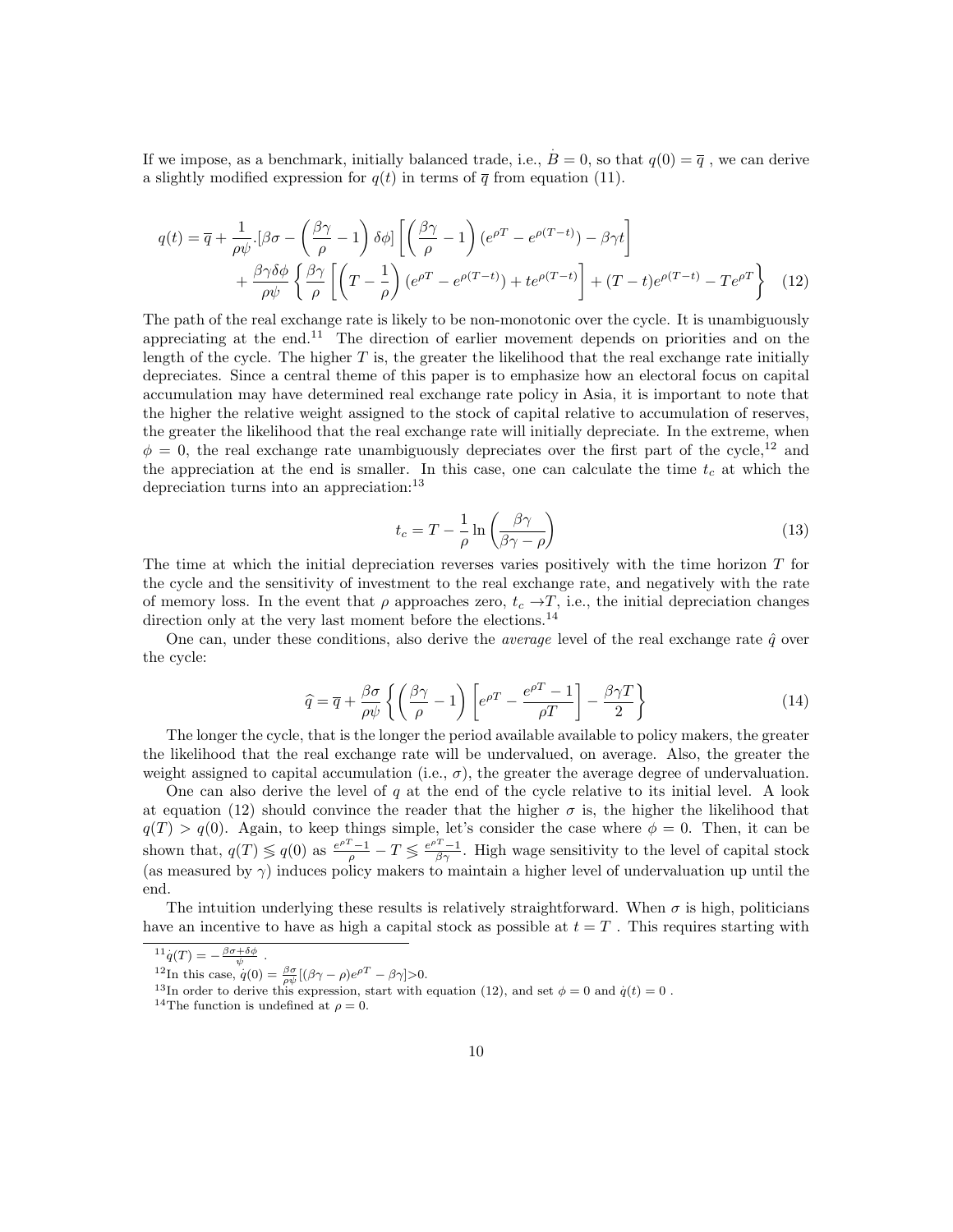If we impose, as a benchmark, initially balanced trade, i.e., $\dot{B} = 0$, so that $q(0) = \overline{q}$ , we can derive a slightly modified expression for $q(t)$ in terms of $\overline{q}$ from equation (11).

$$q(t) = \overline{q} + \frac{1}{\rho\psi}.[\beta\sigma - \left(\frac{\beta\gamma}{\rho} - 1\right)\delta\phi]\left[\left(\frac{\beta\gamma}{\rho} - 1\right)(e^{\rho T} - e^{\rho(T-t)}) - \beta\gamma t\right]$$
$$+ \frac{\beta\gamma\delta\phi}{\rho\psi}\left\{\frac{\beta\gamma}{\rho}\left[\left(T - \frac{1}{\rho}\right)(e^{\rho T} - e^{\rho(T-t)}) + te^{\rho(T-t)}\right] + (T-t)e^{\rho(T-t)} - Te^{\rho T}\right\} \quad (12)$$

The path of the real exchange rate is likely to be non-monotonic over the cycle. It is unambiguously appreciating at the end.[11] The direction of earlier movement depends on priorities and on the length of the cycle. The higher $T$ is, the greater the likelihood that the real exchange rate initially depreciates. Since a central theme of this paper is to emphasize how an electoral focus on capital accumulation may have determined real exchange rate policy in Asia, it is important to note that the higher the relative weight assigned to the stock of capital relative to accumulation of reserves, the greater the likelihood that the real exchange rate will initially depreciate. In the extreme, when $\phi = 0$, the real exchange rate unambiguously depreciates over the first part of the cycle,[12] and the appreciation at the end is smaller. In this case, one can calculate the time $t_c$ at which the depreciation turns into an appreciation:[13]

$$t_c = T - \frac{1}{\rho}\ln\left(\frac{\beta\gamma}{\beta\gamma - \rho}\right) \quad (13)$$

The time at which the initial depreciation reverses varies positively with the time horizon $T$ for the cycle and the sensitivity of investment to the real exchange rate, and negatively with the rate of memory loss. In the event that $\rho$ approaches zero, $t_c \rightarrow T$, i.e., the initial depreciation changes direction only at the very last moment before the elections.[14]

One can, under these conditions, also derive the *average* level of the real exchange rate $\hat{q}$ over the cycle:

$$\widehat{q} = \overline{q} + \frac{\beta\sigma}{\rho\psi}\left\{\left(\frac{\beta\gamma}{\rho} - 1\right)\left[e^{\rho T} - \frac{e^{\rho T} - 1}{\rho T}\right] - \frac{\beta\gamma T}{2}\right\} \quad (14)$$

The longer the cycle, that is the longer the period available available to policy makers, the greater the likelihood that the real exchange rate will be undervalued, on average. Also, the greater the weight assigned to capital accumulation (i.e., $\sigma$), the greater the average degree of undervaluation.

One can also derive the level of $q$ at the end of the cycle relative to its initial level. A look at equation (12) should convince the reader that the higher $\sigma$ is, the higher the likelihood that $q(T) > q(0)$. Again, to keep things simple, let's consider the case where $\phi = 0$. Then, it can be shown that, $q(T) \lesseqgtr q(0)$ as $\frac{e^{\rho T}-1}{\rho} - T \lesseqgtr \frac{e^{\rho T}-1}{\beta\gamma}$. High wage sensitivity to the level of capital stock (as measured by $\gamma$) induces policy makers to maintain a higher level of undervaluation up until the end.

The intuition underlying these results is relatively straightforward. When $\sigma$ is high, politicians have an incentive to have as high a capital stock as possible at $t = T$ . This requires starting with

[11] $\dot{q}(T) = -\frac{\beta\sigma + \delta\phi}{\psi}$ .

[12] In this case, $\dot{q}(0) = \frac{\beta\sigma}{\rho\psi}[(\beta\gamma - \rho)e^{\rho T} - \beta\gamma] > 0$.

[13] In order to derive this expression, start with equation (12), and set $\phi = 0$ and $\dot{q}(t) = 0$ .

[14] The function is undefined at $\rho = 0$.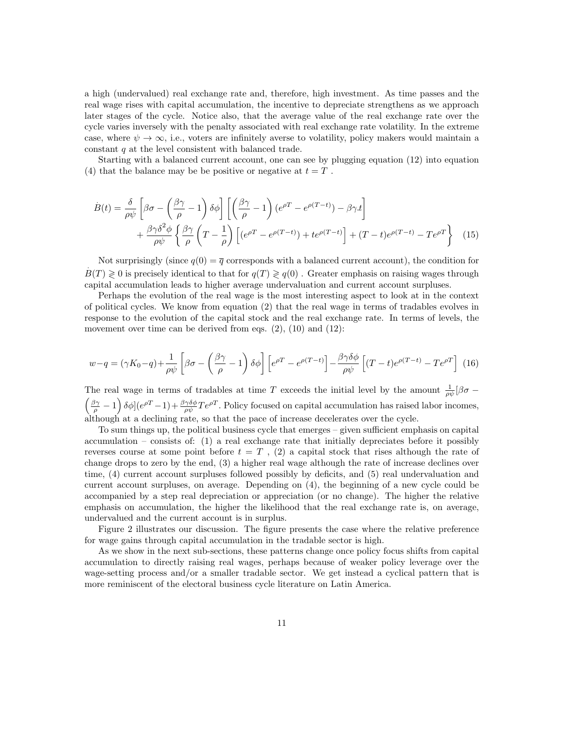a high (undervalued) real exchange rate and, therefore, high investment. As time passes and the real wage rises with capital accumulation, the incentive to depreciate strengthens as we approach later stages of the cycle. Notice also, that the average value of the real exchange rate over the cycle varies inversely with the penalty associated with real exchange rate volatility. In the extreme case, where $\psi \to \infty$, i.e., voters are infinitely averse to volatility, policy makers would maintain a constant $q$ at the level consistent with balanced trade.

Starting with a balanced current account, one can see by plugging equation (12) into equation (4) that the balance may be be positive or negative at $t = T$ .

$$\dot{B}(t) = \frac{\delta}{\rho\psi}\left[\beta\sigma - \left(\frac{\beta\gamma}{\rho} - 1\right)\delta\phi\right]\left[\left(\frac{\beta\gamma}{\rho} - 1\right)(e^{\rho T} - e^{\rho(T-t)}) - \beta\gamma.t\right] + \frac{\beta\gamma\delta^2\phi}{\rho\psi}\left\{\frac{\beta\gamma}{\rho}\left(T - \frac{1}{\rho}\right)\left[(e^{\rho T} - e^{\rho(T-t)}) + te^{\rho(T-t)}\right] + (T-t)e^{\rho(T-t)} - Te^{\rho T}\right\} \quad (15)$$

Not surprisingly (since $q(0) = \overline{q}$ corresponds with a balanced current account), the condition for $\dot{B}(T) \gtrless 0$ is precisely identical to that for $q(T) \gtrless q(0)$ . Greater emphasis on raising wages through capital accumulation leads to higher average undervaluation and current account surpluses.

Perhaps the evolution of the real wage is the most interesting aspect to look at in the context of political cycles. We know from equation (2) that the real wage in terms of tradables evolves in response to the evolution of the capital stock and the real exchange rate. In terms of levels, the movement over time can be derived from eqs. (2), (10) and (12):

$$w - q = (\gamma K_0 - q) + \frac{1}{\rho\psi}\left[\beta\sigma - \left(\frac{\beta\gamma}{\rho} - 1\right)\delta\phi\right]\left[e^{\rho T} - e^{\rho(T-t)}\right] - \frac{\beta\gamma\delta\phi}{\rho\psi}\left[(T-t)e^{\rho(T-t)} - Te^{\rho T}\right] \quad (16)$$

The real wage in terms of tradables at time $T$ exceeds the initial level by the amount $\frac{1}{\rho\psi}[\beta\sigma - \left(\frac{\beta\gamma}{\rho} - 1\right)\delta\phi](e^{\rho T} - 1) + \frac{\beta\gamma\delta\phi}{\rho\psi}Te^{\rho T}$. Policy focused on capital accumulation has raised labor incomes, although at a declining rate, so that the pace of increase decelerates over the cycle.

To sum things up, the political business cycle that emerges – given sufficient emphasis on capital accumulation – consists of: (1) a real exchange rate that initially depreciates before it possibly reverses course at some point before $t = T$ , (2) a capital stock that rises although the rate of change drops to zero by the end, (3) a higher real wage although the rate of increase declines over time, (4) current account surpluses followed possibly by deficits, and (5) real undervaluation and current account surpluses, on average. Depending on (4), the beginning of a new cycle could be accompanied by a step real depreciation or appreciation (or no change). The higher the relative emphasis on accumulation, the higher the likelihood that the real exchange rate is, on average, undervalued and the current account is in surplus.

Figure 2 illustrates our discussion. The figure presents the case where the relative preference for wage gains through capital accumulation in the tradable sector is high.

As we show in the next sub-sections, these patterns change once policy focus shifts from capital accumulation to directly raising real wages, perhaps because of weaker policy leverage over the wage-setting process and/or a smaller tradable sector. We get instead a cyclical pattern that is more reminiscent of the electoral business cycle literature on Latin America.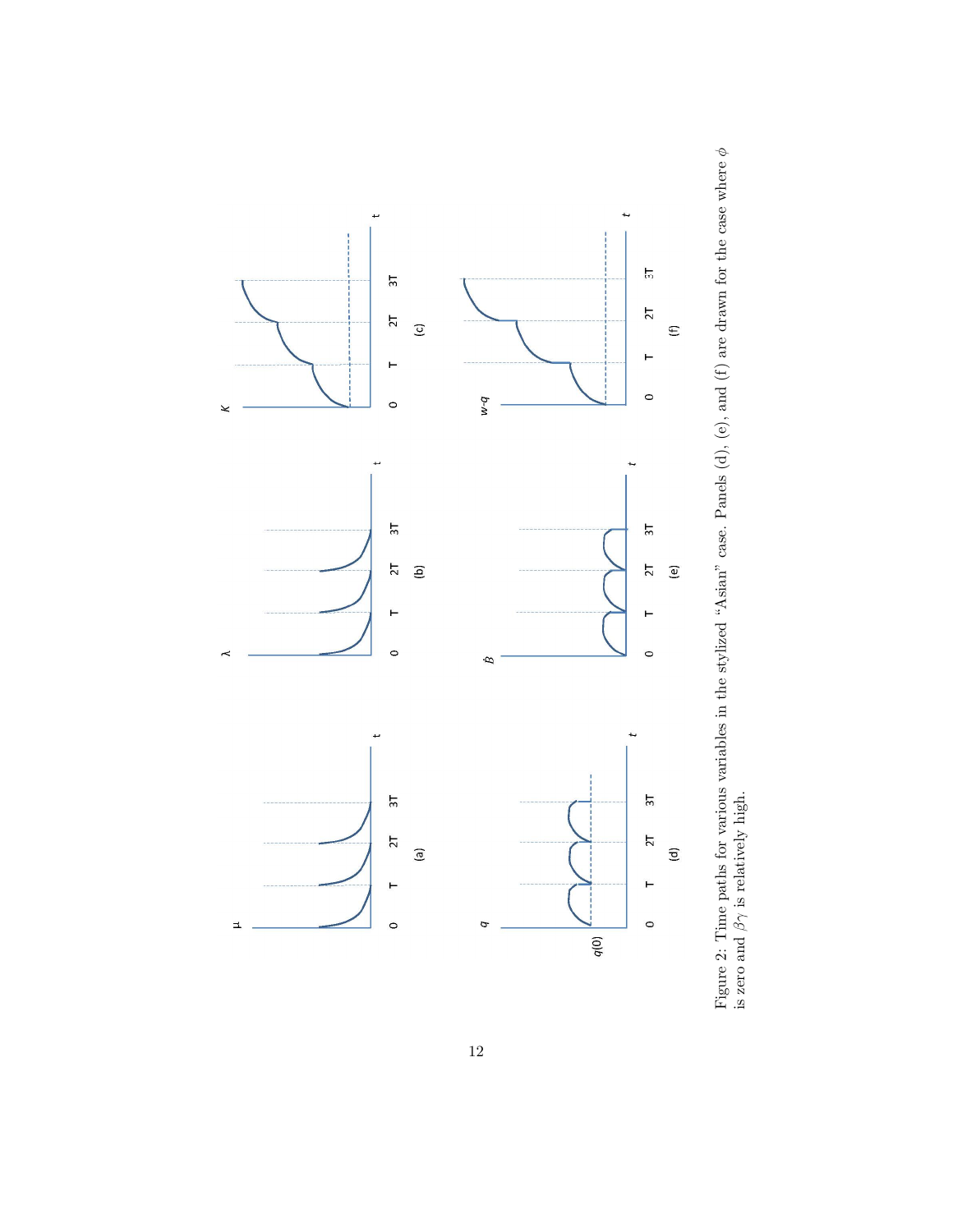Figure 2: Time paths for various variables in the stylized "Asian" case. Panels (d), (e), and (f) are drawn for the case where $\phi$ is zero and $\beta\gamma$ is relatively high.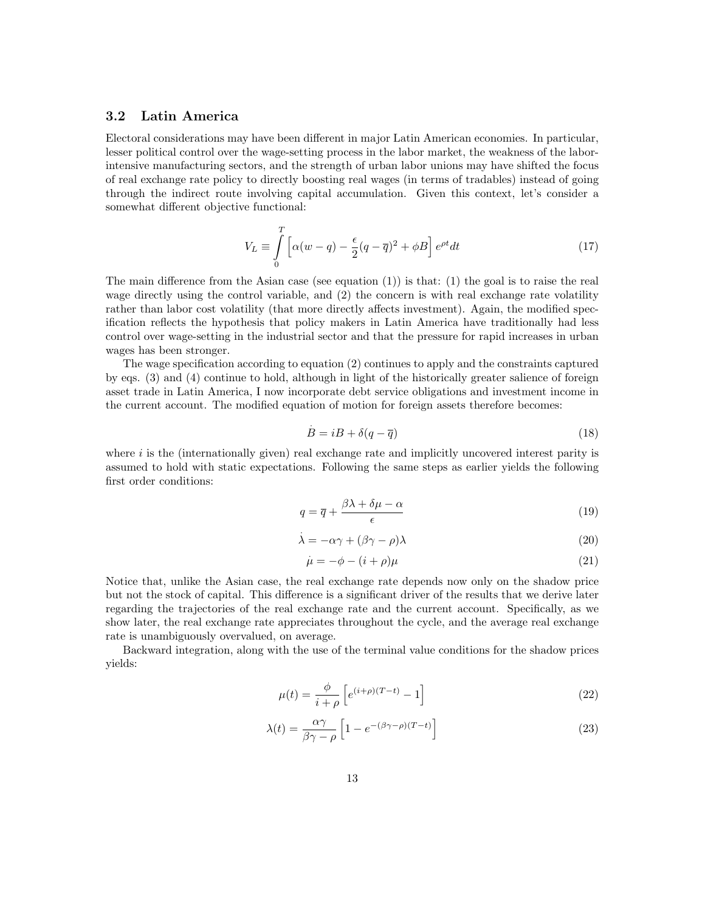### 3.2 Latin America

Electoral considerations may have been different in major Latin American economies. In particular, lesser political control over the wage-setting process in the labor market, the weakness of the labor-intensive manufacturing sectors, and the strength of urban labor unions may have shifted the focus of real exchange rate policy to directly boosting real wages (in terms of tradables) instead of going through the indirect route involving capital accumulation. Given this context, let's consider a somewhat different objective functional:

$$V_L \equiv \int_0^T \left[ \alpha(w-q) - \frac{\epsilon}{2}(q-\overline{q})^2 + \phi B \right] e^{\rho t} dt \tag{17}$$

The main difference from the Asian case (see equation (1)) is that: (1) the goal is to raise the real wage directly using the control variable, and (2) the concern is with real exchange rate volatility rather than labor cost volatility (that more directly affects investment). Again, the modified specification reflects the hypothesis that policy makers in Latin America have traditionally had less control over wage-setting in the industrial sector and that the pressure for rapid increases in urban wages has been stronger.

The wage specification according to equation (2) continues to apply and the constraints captured by eqs. (3) and (4) continue to hold, although in light of the historically greater salience of foreign asset trade in Latin America, I now incorporate debt service obligations and investment income in the current account. The modified equation of motion for foreign assets therefore becomes:

$$\dot{B} = iB + \delta(q - \overline{q}) \tag{18}$$

where $i$ is the (internationally given) real exchange rate and implicitly uncovered interest parity is assumed to hold with static expectations. Following the same steps as earlier yields the following first order conditions:

$$q = \overline{q} + \frac{\beta\lambda + \delta\mu - \alpha}{\epsilon} \tag{19}$$

$$\dot{\lambda} = -\alpha\gamma + (\beta\gamma - \rho)\lambda \tag{20}$$

$$\dot{\mu} = -\phi - (i+\rho)\mu \tag{21}$$

Notice that, unlike the Asian case, the real exchange rate depends now only on the shadow price but not the stock of capital. This difference is a significant driver of the results that we derive later regarding the trajectories of the real exchange rate and the current account. Specifically, as we show later, the real exchange rate appreciates throughout the cycle, and the average real exchange rate is unambiguously overvalued, on average.

Backward integration, along with the use of the terminal value conditions for the shadow prices yields:

$$\mu(t) = \frac{\phi}{i+\rho} \left[ e^{(i+\rho)(T-t)} - 1 \right] \tag{22}$$

$$\lambda(t) = \frac{\alpha\gamma}{\beta\gamma - \rho} \left[ 1 - e^{-(\beta\gamma-\rho)(T-t)} \right] \tag{23}$$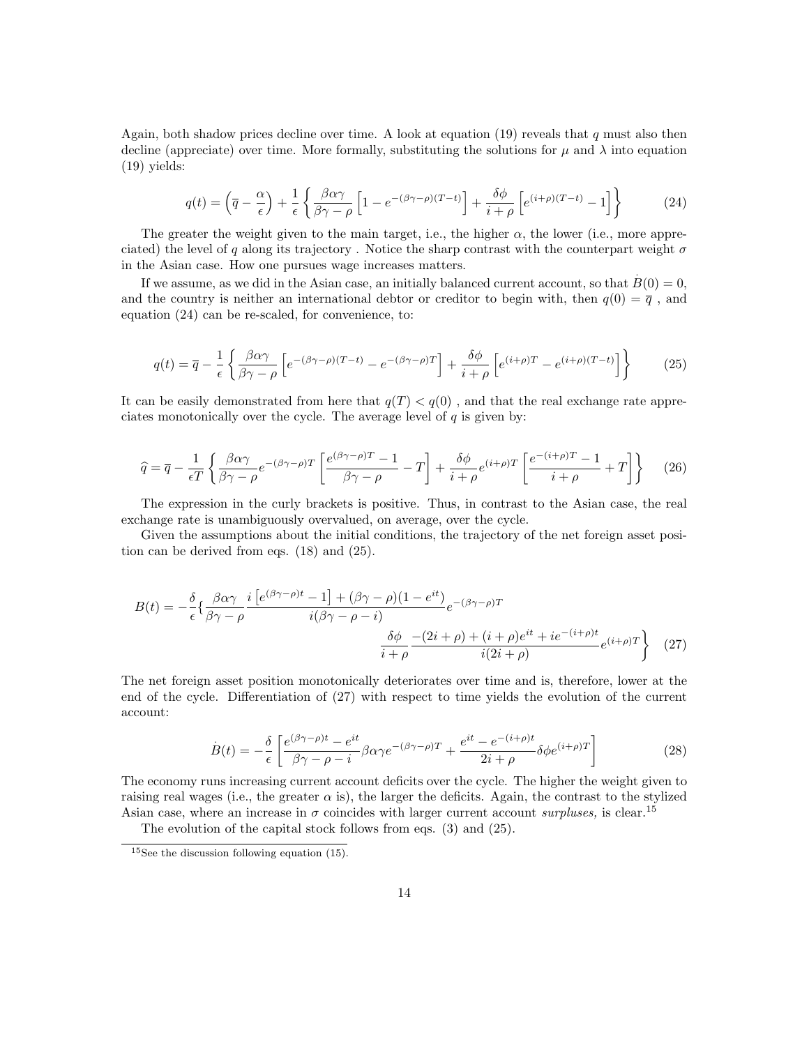Again, both shadow prices decline over time. A look at equation (19) reveals that $q$ must also then decline (appreciate) over time. More formally, substituting the solutions for $\mu$ and $\lambda$ into equation (19) yields:

$$q(t) = \left(\overline{q} - \frac{\alpha}{\epsilon}\right) + \frac{1}{\epsilon}\left\{\frac{\beta\alpha\gamma}{\beta\gamma-\rho}\left[1 - e^{-(\beta\gamma-\rho)(T-t)}\right] + \frac{\delta\phi}{i+\rho}\left[e^{(i+\rho)(T-t)} - 1\right]\right\} \tag{24}$$

The greater the weight given to the main target, i.e., the higher $\alpha$, the lower (i.e., more appreciated) the level of $q$ along its trajectory . Notice the sharp contrast with the counterpart weight $\sigma$ in the Asian case. How one pursues wage increases matters.

If we assume, as we did in the Asian case, an initially balanced current account, so that $\dot{B}(0) = 0$, and the country is neither an international debtor or creditor to begin with, then $q(0) = \overline{q}$ , and equation (24) can be re-scaled, for convenience, to:

$$q(t) = \overline{q} - \frac{1}{\epsilon}\left\{\frac{\beta\alpha\gamma}{\beta\gamma-\rho}\left[e^{-(\beta\gamma-\rho)(T-t)} - e^{-(\beta\gamma-\rho)T}\right] + \frac{\delta\phi}{i+\rho}\left[e^{(i+\rho)T} - e^{(i+\rho)(T-t)}\right]\right\} \tag{25}$$

It can be easily demonstrated from here that $q(T) < q(0)$ , and that the real exchange rate appreciates monotonically over the cycle. The average level of $q$ is given by:

$$\widehat{q} = \overline{q} - \frac{1}{\epsilon T}\left\{\frac{\beta\alpha\gamma}{\beta\gamma-\rho}e^{-(\beta\gamma-\rho)T}\left[\frac{e^{(\beta\gamma-\rho)T}-1}{\beta\gamma-\rho} - T\right] + \frac{\delta\phi}{i+\rho}e^{(i+\rho)T}\left[\frac{e^{-(i+\rho)T}-1}{i+\rho} + T\right]\right\} \tag{26}$$

The expression in the curly brackets is positive. Thus, in contrast to the Asian case, the real exchange rate is unambiguously overvalued, on average, over the cycle.

Given the assumptions about the initial conditions, the trajectory of the net foreign asset position can be derived from eqs. (18) and (25).

$$B(t) = -\frac{\delta}{\epsilon}\Big\{\frac{\beta\alpha\gamma}{\beta\gamma-\rho}\frac{i\left[e^{(\beta\gamma-\rho)t}-1\right] + (\beta\gamma-\rho)(1-e^{it})}{i(\beta\gamma-\rho-i)}e^{-(\beta\gamma-\rho)T}$$
$$\frac{\delta\phi}{i+\rho}\frac{-(2i+\rho) + (i+\rho)e^{it} + ie^{-(i+\rho)t}}{i(2i+\rho)}e^{(i+\rho)T}\Big\} \tag{27}$$

The net foreign asset position monotonically deteriorates over time and is, therefore, lower at the end of the cycle. Differentiation of (27) with respect to time yields the evolution of the current account:

$$\dot{B}(t) = -\frac{\delta}{\epsilon}\left[\frac{e^{(\beta\gamma-\rho)t} - e^{it}}{\beta\gamma-\rho-i}\beta\alpha\gamma e^{-(\beta\gamma-\rho)T} + \frac{e^{it} - e^{-(i+\rho)t}}{2i+\rho}\delta\phi e^{(i+\rho)T}\right] \tag{28}$$

The economy runs increasing current account deficits over the cycle. The higher the weight given to raising real wages (i.e., the greater $\alpha$ is), the larger the deficits. Again, the contrast to the stylized Asian case, where an increase in $\sigma$ coincides with larger current account *surpluses,* is clear.[15]

The evolution of the capital stock follows from eqs. (3) and (25).

[15] See the discussion following equation (15).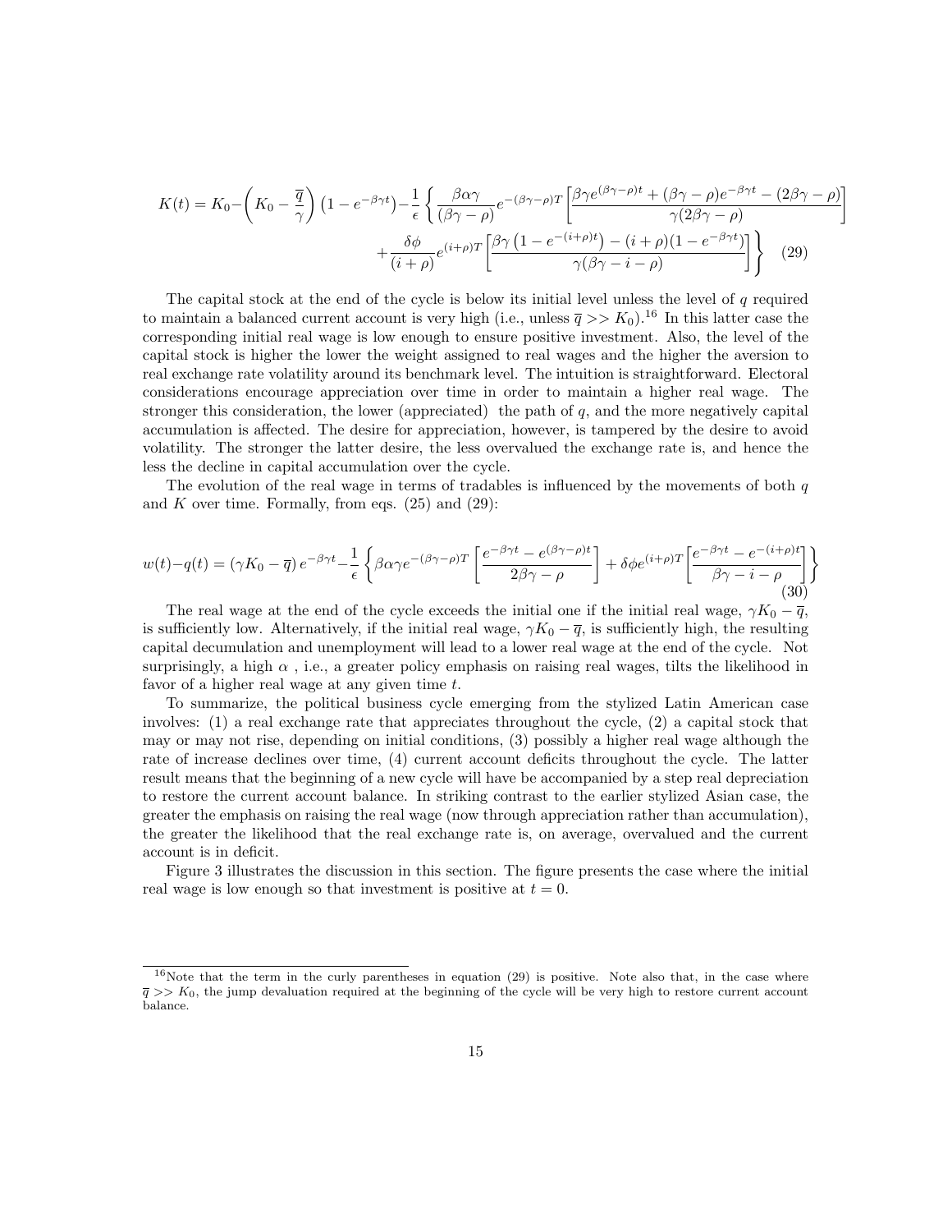$$K(t) = K_0 - \left(K_0 - \frac{\overline{q}}{\gamma}\right)\left(1 - e^{-\beta\gamma t}\right) - \frac{1}{\epsilon}\left\{\frac{\beta\alpha\gamma}{(\beta\gamma-\rho)}e^{-(\beta\gamma-\rho)T}\left[\frac{\beta\gamma e^{(\beta\gamma-\rho)t} + (\beta\gamma-\rho)e^{-\beta\gamma t} - (2\beta\gamma-\rho)}{\gamma(2\beta\gamma-\rho)}\right]\right.$$
$$\left. + \frac{\delta\phi}{(i+\rho)}e^{(i+\rho)T}\left[\frac{\beta\gamma\left(1-e^{-(i+\rho)t}\right) - (i+\rho)(1-e^{-\beta\gamma t})}{\gamma(\beta\gamma - i - \rho)}\right]\right\} \quad (29)$$

The capital stock at the end of the cycle is below its initial level unless the level of $q$ required to maintain a balanced current account is very high (i.e., unless $\overline{q} >> K_0$).[16] In this latter case the corresponding initial real wage is low enough to ensure positive investment. Also, the level of the capital stock is higher the lower the weight assigned to real wages and the higher the aversion to real exchange rate volatility around its benchmark level. The intuition is straightforward. Electoral considerations encourage appreciation over time in order to maintain a higher real wage. The stronger this consideration, the lower (appreciated) the path of $q$, and the more negatively capital accumulation is affected. The desire for appreciation, however, is tampered by the desire to avoid volatility. The stronger the latter desire, the less overvalued the exchange rate is, and hence the less the decline in capital accumulation over the cycle.

The evolution of the real wage in terms of tradables is influenced by the movements of both $q$ and $K$ over time. Formally, from eqs. (25) and (29):

$$w(t) - q(t) = (\gamma K_0 - \overline{q})\, e^{-\beta\gamma t} - \frac{1}{\epsilon}\left\{\beta\alpha\gamma e^{-(\beta\gamma-\rho)T}\left[\frac{e^{-\beta\gamma t} - e^{(\beta\gamma-\rho)t}}{2\beta\gamma-\rho}\right] + \delta\phi e^{(i+\rho)T}\left[\frac{e^{-\beta\gamma t} - e^{-(i+\rho)t}}{\beta\gamma - i - \rho}\right]\right\} \quad (30)$$

The real wage at the end of the cycle exceeds the initial one if the initial real wage, $\gamma K_0 - \overline{q}$, is sufficiently low. Alternatively, if the initial real wage, $\gamma K_0 - \overline{q}$, is sufficiently high, the resulting capital decumulation and unemployment will lead to a lower real wage at the end of the cycle. Not surprisingly, a high $\alpha$ , i.e., a greater policy emphasis on raising real wages, tilts the likelihood in favor of a higher real wage at any given time $t$.

To summarize, the political business cycle emerging from the stylized Latin American case involves: (1) a real exchange rate that appreciates throughout the cycle, (2) a capital stock that may or may not rise, depending on initial conditions, (3) possibly a higher real wage although the rate of increase declines over time, (4) current account deficits throughout the cycle. The latter result means that the beginning of a new cycle will have be accompanied by a step real depreciation to restore the current account balance. In striking contrast to the earlier stylized Asian case, the greater the emphasis on raising the real wage (now through appreciation rather than accumulation), the greater the likelihood that the real exchange rate is, on average, overvalued and the current account is in deficit.

Figure 3 illustrates the discussion in this section. The figure presents the case where the initial real wage is low enough so that investment is positive at $t = 0$.

[16] Note that the term in the curly parentheses in equation (29) is positive. Note also that, in the case where $\overline{q} >> K_0$, the jump devaluation required at the beginning of the cycle will be very high to restore current account balance.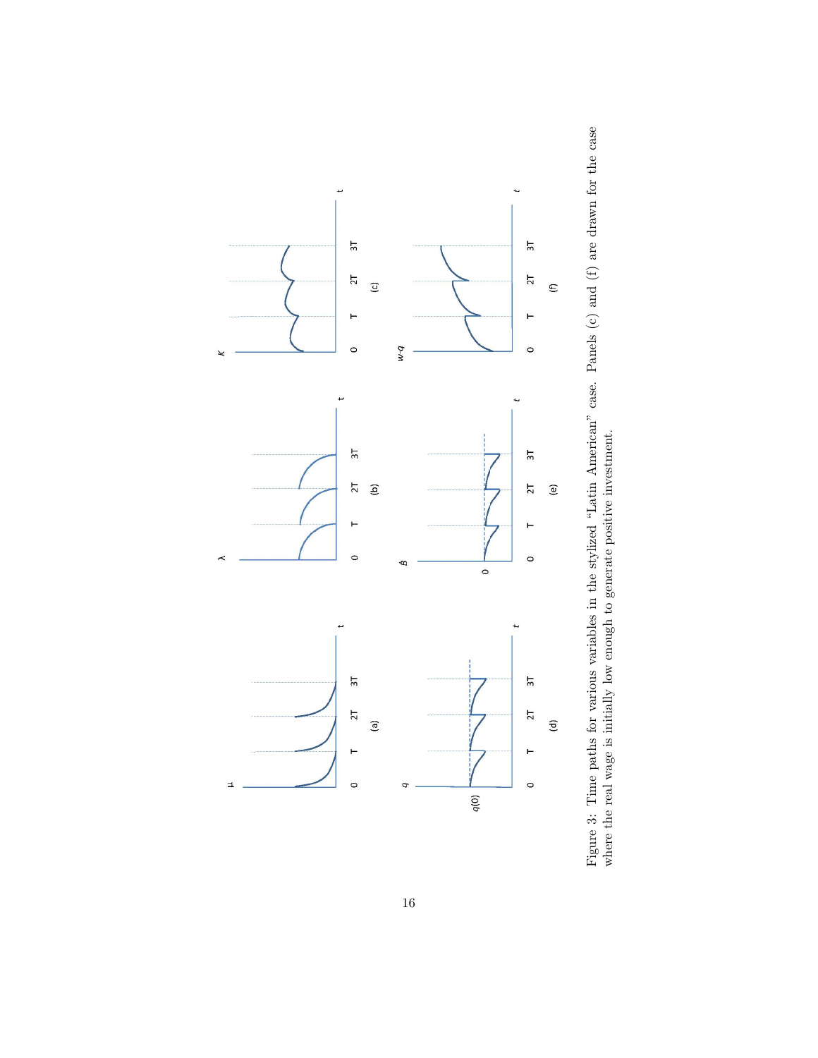Figure 3: Time paths for various variables in the stylized "Latin American" case. Panels (c) and (f) are drawn for the case where the real wage is initially low enough to generate positive investment.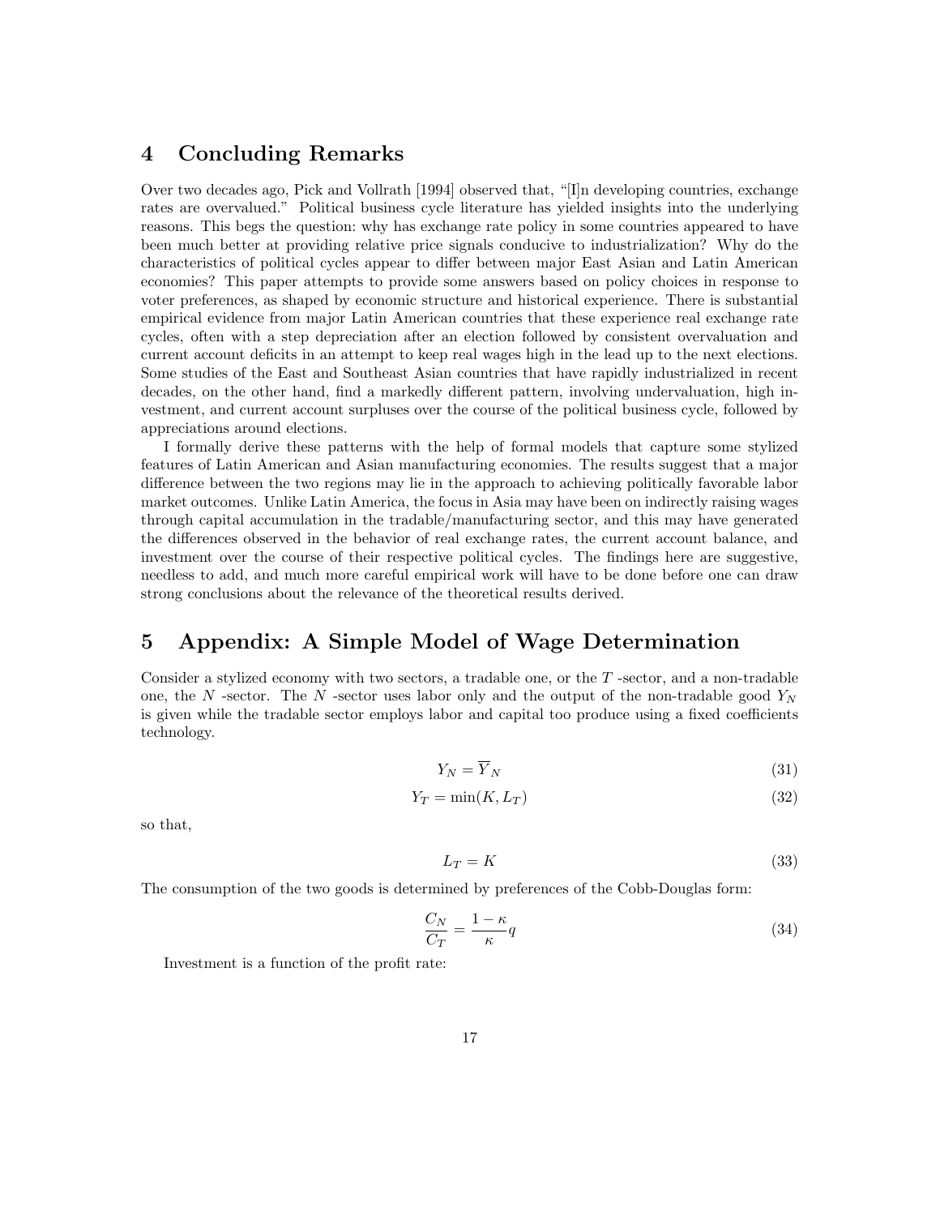## 4 Concluding Remarks

Over two decades ago, Pick and Vollrath [1994] observed that, "[I]n developing countries, exchange rates are overvalued." Political business cycle literature has yielded insights into the underlying reasons. This begs the question: why has exchange rate policy in some countries appeared to have been much better at providing relative price signals conducive to industrialization? Why do the characteristics of political cycles appear to differ between major East Asian and Latin American economies? This paper attempts to provide some answers based on policy choices in response to voter preferences, as shaped by economic structure and historical experience. There is substantial empirical evidence from major Latin American countries that these experience real exchange rate cycles, often with a step depreciation after an election followed by consistent overvaluation and current account deficits in an attempt to keep real wages high in the lead up to the next elections. Some studies of the East and Southeast Asian countries that have rapidly industrialized in recent decades, on the other hand, find a markedly different pattern, involving undervaluation, high investment, and current account surpluses over the course of the political business cycle, followed by appreciations around elections.

I formally derive these patterns with the help of formal models that capture some stylized features of Latin American and Asian manufacturing economies. The results suggest that a major difference between the two regions may lie in the approach to achieving politically favorable labor market outcomes. Unlike Latin America, the focus in Asia may have been on indirectly raising wages through capital accumulation in the tradable/manufacturing sector, and this may have generated the differences observed in the behavior of real exchange rates, the current account balance, and investment over the course of their respective political cycles. The findings here are suggestive, needless to add, and much more careful empirical work will have to be done before one can draw strong conclusions about the relevance of the theoretical results derived.

## 5 Appendix: A Simple Model of Wage Determination

Consider a stylized economy with two sectors, a tradable one, or the $T$ -sector, and a non-tradable one, the $N$ -sector. The $N$ -sector uses labor only and the output of the non-tradable good $Y_N$ is given while the tradable sector employs labor and capital too produce using a fixed coefficients technology.

$$Y_N = \overline{Y}_N \tag{31}$$

$$Y_T = \min(K, L_T) \tag{32}$$

so that,

$$L_T = K \tag{33}$$

The consumption of the two goods is determined by preferences of the Cobb-Douglas form:

$$\frac{C_N}{C_T} = \frac{1-\kappa}{\kappa} q \tag{34}$$

Investment is a function of the profit rate: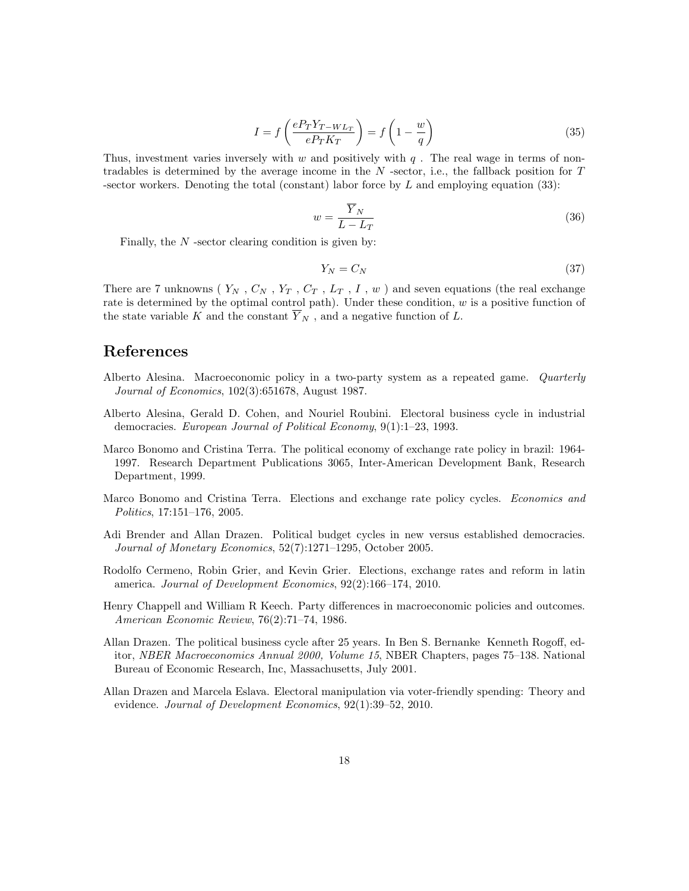$$I = f\left(\frac{eP_T Y_{T-WL_T}}{eP_T K_T}\right) = f\left(1 - \frac{w}{q}\right) \tag{35}$$

Thus, investment varies inversely with $w$ and positively with $q$ . The real wage in terms of non-tradables is determined by the average income in the $N$ -sector, i.e., the fallback position for $T$ -sector workers. Denoting the total (constant) labor force by $L$ and employing equation (33):

$$w = \frac{\overline{Y}_N}{L - L_T} \tag{36}$$

Finally, the $N$ -sector clearing condition is given by:

$$Y_N = C_N \tag{37}$$

There are 7 unknowns ( $Y_N$ , $C_N$ , $Y_T$ , $C_T$ , $L_T$ , $I$ , $w$ ) and seven equations (the real exchange rate is determined by the optimal control path). Under these condition, $w$ is a positive function of the state variable $K$ and the constant $\overline{Y}_N$ , and a negative function of $L$.

# References

Alberto Alesina. Macroeconomic policy in a two-party system as a repeated game. *Quarterly Journal of Economics*, 102(3):651678, August 1987.

Alberto Alesina, Gerald D. Cohen, and Nouriel Roubini. Electoral business cycle in industrial democracies. *European Journal of Political Economy*, 9(1):1–23, 1993.

Marco Bonomo and Cristina Terra. The political economy of exchange rate policy in brazil: 1964-1997. Research Department Publications 3065, Inter-American Development Bank, Research Department, 1999.

Marco Bonomo and Cristina Terra. Elections and exchange rate policy cycles. *Economics and Politics*, 17:151–176, 2005.

Adi Brender and Allan Drazen. Political budget cycles in new versus established democracies. *Journal of Monetary Economics*, 52(7):1271–1295, October 2005.

Rodolfo Cermeno, Robin Grier, and Kevin Grier. Elections, exchange rates and reform in latin america. *Journal of Development Economics*, 92(2):166–174, 2010.

Henry Chappell and William R Keech. Party differences in macroeconomic policies and outcomes. *American Economic Review*, 76(2):71–74, 1986.

Allan Drazen. The political business cycle after 25 years. In Ben S. Bernanke Kenneth Rogoff, editor, *NBER Macroeconomics Annual 2000, Volume 15*, NBER Chapters, pages 75–138. National Bureau of Economic Research, Inc, Massachusetts, July 2001.

Allan Drazen and Marcela Eslava. Electoral manipulation via voter-friendly spending: Theory and evidence. *Journal of Development Economics*, 92(1):39–52, 2010.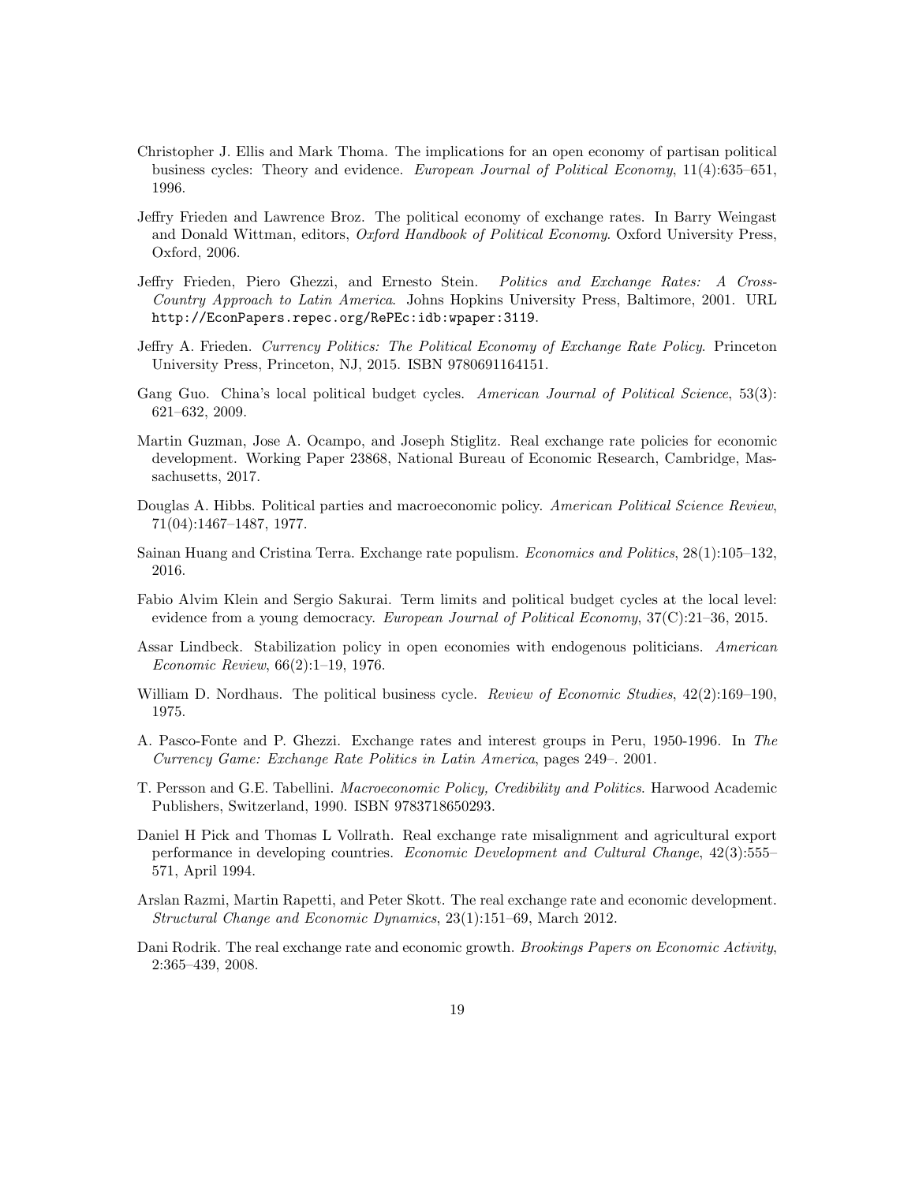Christopher J. Ellis and Mark Thoma. The implications for an open economy of partisan political business cycles: Theory and evidence. *European Journal of Political Economy*, 11(4):635–651, 1996.

Jeffry Frieden and Lawrence Broz. The political economy of exchange rates. In Barry Weingast and Donald Wittman, editors, *Oxford Handbook of Political Economy*. Oxford University Press, Oxford, 2006.

Jeffry Frieden, Piero Ghezzi, and Ernesto Stein. *Politics and Exchange Rates: A Cross-Country Approach to Latin America*. Johns Hopkins University Press, Baltimore, 2001. URL `http://EconPapers.repec.org/RePEc:idb:wpaper:3119`.

Jeffry A. Frieden. *Currency Politics: The Political Economy of Exchange Rate Policy*. Princeton University Press, Princeton, NJ, 2015. ISBN 9780691164151.

Gang Guo. China's local political budget cycles. *American Journal of Political Science*, 53(3): 621–632, 2009.

Martin Guzman, Jose A. Ocampo, and Joseph Stiglitz. Real exchange rate policies for economic development. Working Paper 23868, National Bureau of Economic Research, Cambridge, Massachusetts, 2017.

Douglas A. Hibbs. Political parties and macroeconomic policy. *American Political Science Review*, 71(04):1467–1487, 1977.

Sainan Huang and Cristina Terra. Exchange rate populism. *Economics and Politics*, 28(1):105–132, 2016.

Fabio Alvim Klein and Sergio Sakurai. Term limits and political budget cycles at the local level: evidence from a young democracy. *European Journal of Political Economy*, 37(C):21–36, 2015.

Assar Lindbeck. Stabilization policy in open economies with endogenous politicians. *American Economic Review*, 66(2):1–19, 1976.

William D. Nordhaus. The political business cycle. *Review of Economic Studies*, 42(2):169–190, 1975.

A. Pasco-Fonte and P. Ghezzi. Exchange rates and interest groups in Peru, 1950-1996. In *The Currency Game: Exchange Rate Politics in Latin America*, pages 249–. 2001.

T. Persson and G.E. Tabellini. *Macroeconomic Policy, Credibility and Politics*. Harwood Academic Publishers, Switzerland, 1990. ISBN 9783718650293.

Daniel H Pick and Thomas L Vollrath. Real exchange rate misalignment and agricultural export performance in developing countries. *Economic Development and Cultural Change*, 42(3):555–571, April 1994.

Arslan Razmi, Martin Rapetti, and Peter Skott. The real exchange rate and economic development. *Structural Change and Economic Dynamics*, 23(1):151–69, March 2012.

Dani Rodrik. The real exchange rate and economic growth. *Brookings Papers on Economic Activity*, 2:365–439, 2008.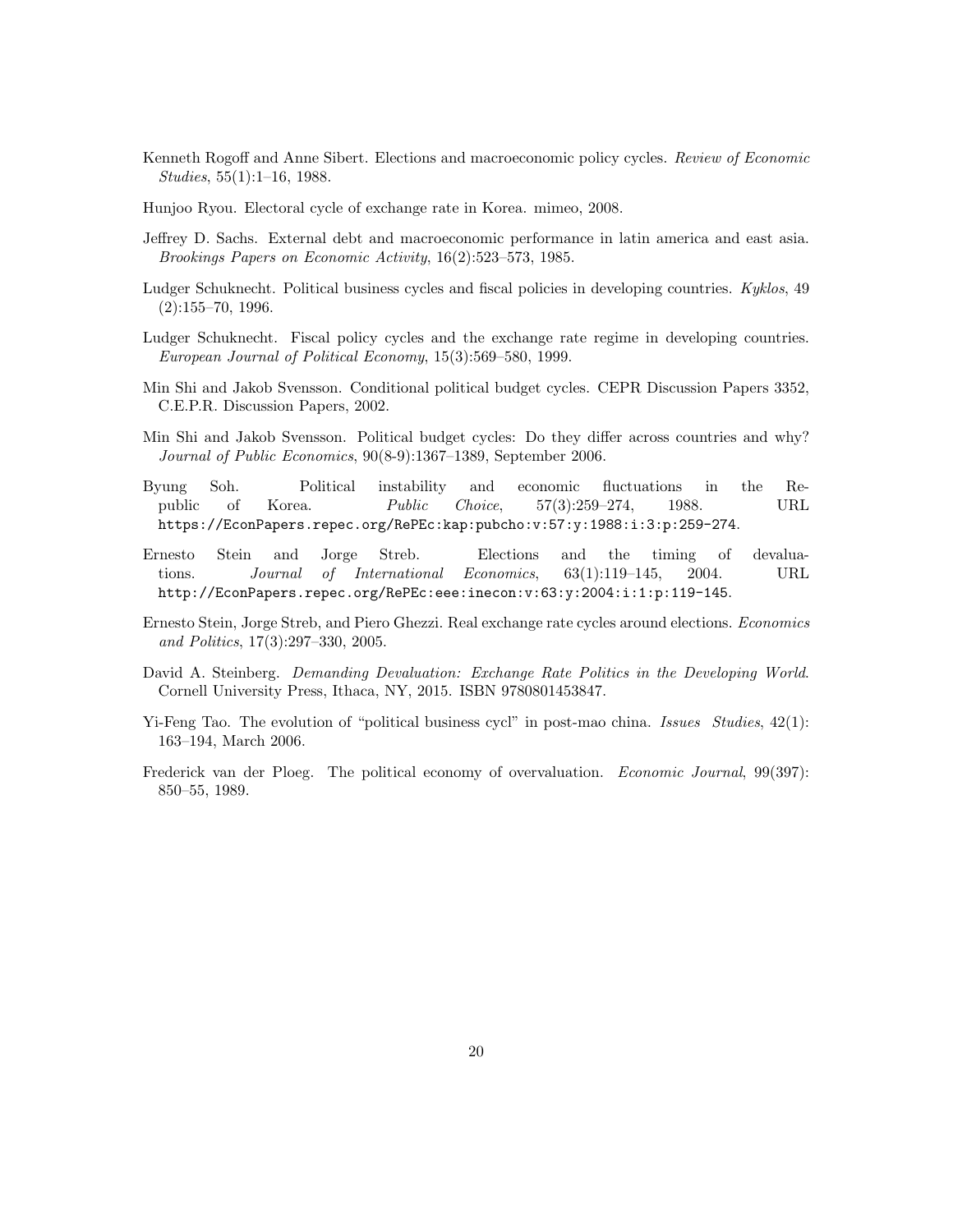Kenneth Rogoff and Anne Sibert. Elections and macroeconomic policy cycles. *Review of Economic Studies*, 55(1):1–16, 1988.

Hunjoo Ryou. Electoral cycle of exchange rate in Korea. mimeo, 2008.

Jeffrey D. Sachs. External debt and macroeconomic performance in latin america and east asia. *Brookings Papers on Economic Activity*, 16(2):523–573, 1985.

Ludger Schuknecht. Political business cycles and fiscal policies in developing countries. *Kyklos*, 49 (2):155–70, 1996.

Ludger Schuknecht. Fiscal policy cycles and the exchange rate regime in developing countries. *European Journal of Political Economy*, 15(3):569–580, 1999.

Min Shi and Jakob Svensson. Conditional political budget cycles. CEPR Discussion Papers 3352, C.E.P.R. Discussion Papers, 2002.

Min Shi and Jakob Svensson. Political budget cycles: Do they differ across countries and why? *Journal of Public Economics*, 90(8-9):1367–1389, September 2006.

Byung Soh. Political instability and economic fluctuations in the Republic of Korea. *Public Choice*, 57(3):259–274, 1988. URL `https://EconPapers.repec.org/RePEc:kap:pubcho:v:57:y:1988:i:3:p:259-274`.

Ernesto Stein and Jorge Streb. Elections and the timing of devaluations. *Journal of International Economics*, 63(1):119–145, 2004. URL `http://EconPapers.repec.org/RePEc:eee:inecon:v:63:y:2004:i:1:p:119-145`.

Ernesto Stein, Jorge Streb, and Piero Ghezzi. Real exchange rate cycles around elections. *Economics and Politics*, 17(3):297–330, 2005.

David A. Steinberg. *Demanding Devaluation: Exchange Rate Politics in the Developing World*. Cornell University Press, Ithaca, NY, 2015. ISBN 9780801453847.

Yi-Feng Tao. The evolution of "political business cycl" in post-mao china. *Issues Studies*, 42(1): 163–194, March 2006.

Frederick van der Ploeg. The political economy of overvaluation. *Economic Journal*, 99(397): 850–55, 1989.